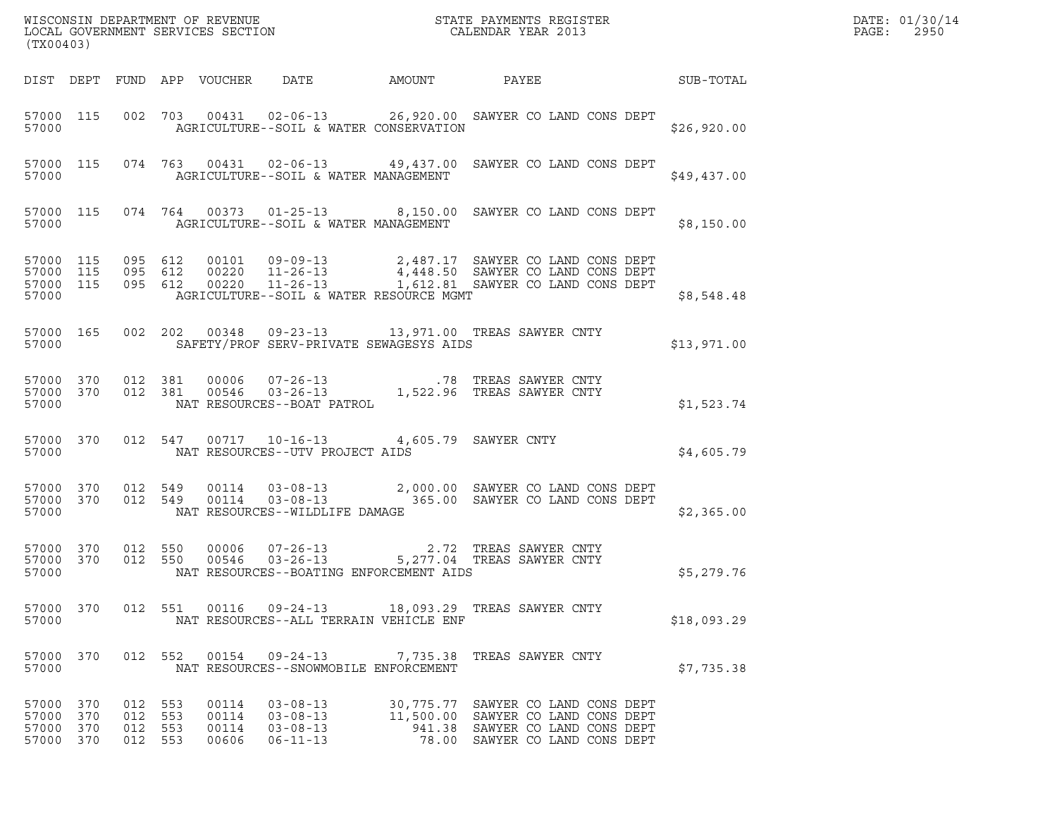WISCONSIN DEPARTMENT OF REVENUE
LOCAL GOVERNMENT SERVICES SECTION
(TX00403)

STATE PAYMENTS REGISTER
CALENDAR YEAR 2013

DATE: 01/30/14
PAGE: 2950

| DIST | DEPT | FUND | APP | VOUCHER | DATE | AMOUNT | PAYEE | SUB-TOTAL |
|---|---|---|---|---|---|---|---|---|
| 57000 | 115 | 002 | 703 | 00431 | 02-06-13 | 26,920.00 | SAWYER CO LAND CONS DEPT | |
| 57000 | | | | AGRICULTURE--SOIL & WATER CONSERVATION | | | | $26,920.00 |
| 57000 | 115 | 074 | 763 | 00431 | 02-06-13 | 49,437.00 | SAWYER CO LAND CONS DEPT | |
| 57000 | | | | AGRICULTURE--SOIL & WATER MANAGEMENT | | | | $49,437.00 |
| 57000 | 115 | 074 | 764 | 00373 | 01-25-13 | 8,150.00 | SAWYER CO LAND CONS DEPT | |
| 57000 | | | | AGRICULTURE--SOIL & WATER MANAGEMENT | | | | $8,150.00 |
| 57000 | 115 | 095 | 612 | 00101 | 09-09-13 | 2,487.17 | SAWYER CO LAND CONS DEPT | |
| 57000 | 115 | 095 | 612 | 00220 | 11-26-13 | 4,448.50 | SAWYER CO LAND CONS DEPT | |
| 57000 | 115 | 095 | 612 | 00220 | 11-26-13 | 1,612.81 | SAWYER CO LAND CONS DEPT | |
| 57000 | | | | AGRICULTURE--SOIL & WATER RESOURCE MGMT | | | | $8,548.48 |
| 57000 | 165 | 002 | 202 | 00348 | 09-23-13 | 13,971.00 | TREAS SAWYER CNTY | |
| 57000 | | | | SAFETY/PROF SERV-PRIVATE SEWAGESYS AIDS | | | | $13,971.00 |
| 57000 | 370 | 012 | 381 | 00006 | 07-26-13 | .78 | TREAS SAWYER CNTY | |
| 57000 | 370 | 012 | 381 | 00546 | 03-26-13 | 1,522.96 | TREAS SAWYER CNTY | |
| 57000 | | | | NAT RESOURCES--BOAT PATROL | | | | $1,523.74 |
| 57000 | 370 | 012 | 547 | 00717 | 10-16-13 | 4,605.79 | SAWYER CNTY | |
| 57000 | | | | NAT RESOURCES--UTV PROJECT AIDS | | | | $4,605.79 |
| 57000 | 370 | 012 | 549 | 00114 | 03-08-13 | 2,000.00 | SAWYER CO LAND CONS DEPT | |
| 57000 | 370 | 012 | 549 | 00114 | 03-08-13 | 365.00 | SAWYER CO LAND CONS DEPT | |
| 57000 | | | | NAT RESOURCES--WILDLIFE DAMAGE | | | | $2,365.00 |
| 57000 | 370 | 012 | 550 | 00006 | 07-26-13 | 2.72 | TREAS SAWYER CNTY | |
| 57000 | 370 | 012 | 550 | 00546 | 03-26-13 | 5,277.04 | TREAS SAWYER CNTY | |
| 57000 | | | | NAT RESOURCES--BOATING ENFORCEMENT AIDS | | | | $5,279.76 |
| 57000 | 370 | 012 | 551 | 00116 | 09-24-13 | 18,093.29 | TREAS SAWYER CNTY | |
| 57000 | | | | NAT RESOURCES--ALL TERRAIN VEHICLE ENF | | | | $18,093.29 |
| 57000 | 370 | 012 | 552 | 00154 | 09-24-13 | 7,735.38 | TREAS SAWYER CNTY | |
| 57000 | | | | NAT RESOURCES--SNOWMOBILE ENFORCEMENT | | | | $7,735.38 |
| 57000 | 370 | 012 | 553 | 00114 | 03-08-13 | 30,775.77 | SAWYER CO LAND CONS DEPT | |
| 57000 | 370 | 012 | 553 | 00114 | 03-08-13 | 11,500.00 | SAWYER CO LAND CONS DEPT | |
| 57000 | 370 | 012 | 553 | 00114 | 03-08-13 | 941.38 | SAWYER CO LAND CONS DEPT | |
| 57000 | 370 | 012 | 553 | 00606 | 06-11-13 | 78.00 | SAWYER CO LAND CONS DEPT | |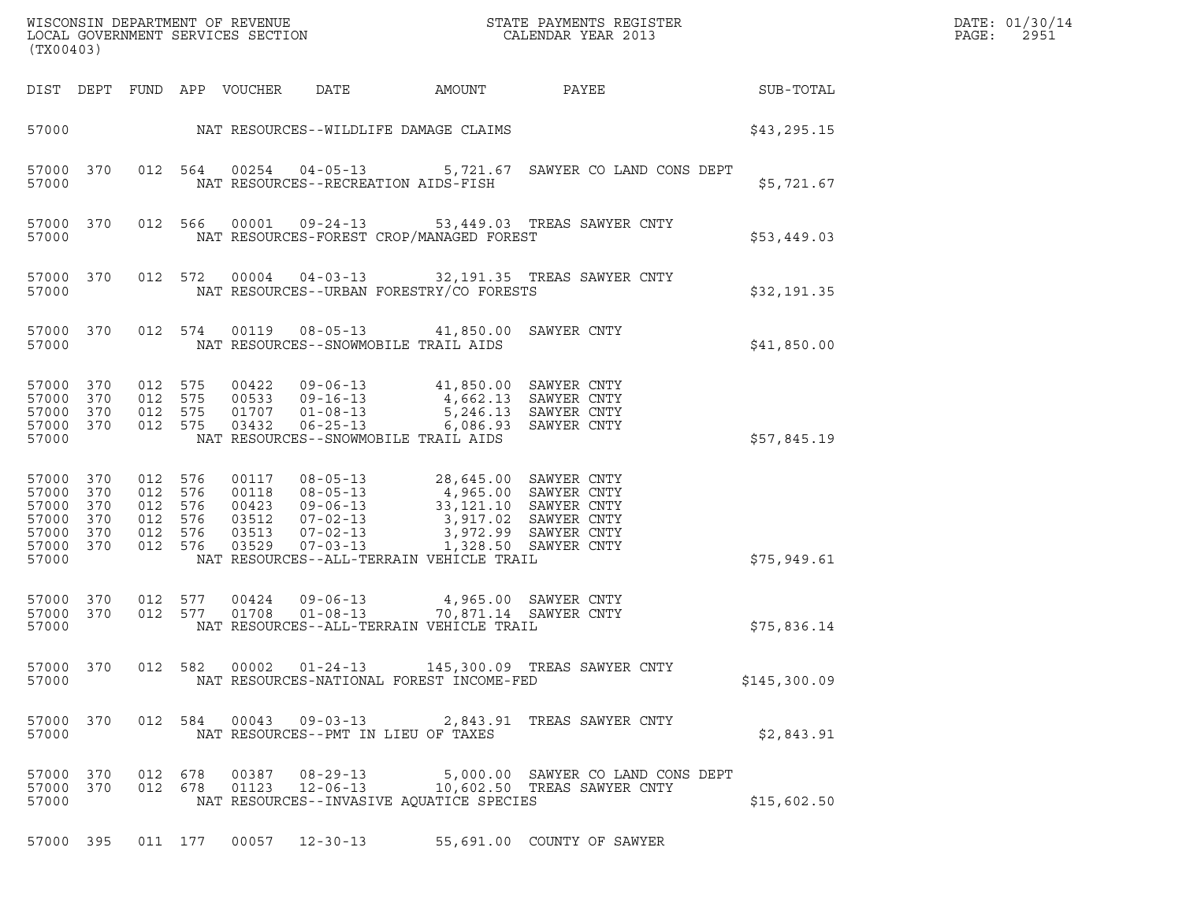| DIST | DEPT | FUND | APP | VOUCHER | DATE | AMOUNT | PAYEE | SUB-TOTAL |
|---|---|---|---|---|---|---|---|---|
| 57000 | | | | | NAT RESOURCES--WILDLIFE DAMAGE CLAIMS | | | $43,295.15 |
| 57000 | 370 | 012 | 564 | 00254 | 04-05-13 | 5,721.67 | SAWYER CO LAND CONS DEPT | |
| 57000 | | | | | NAT RESOURCES--RECREATION AIDS-FISH | | | $5,721.67 |
| 57000 | 370 | 012 | 566 | 00001 | 09-24-13 | 53,449.03 | TREAS SAWYER CNTY | |
| 57000 | | | | | NAT RESOURCES-FOREST CROP/MANAGED FOREST | | | $53,449.03 |
| 57000 | 370 | 012 | 572 | 00004 | 04-03-13 | 32,191.35 | TREAS SAWYER CNTY | |
| 57000 | | | | | NAT RESOURCES--URBAN FORESTRY/CO FORESTS | | | $32,191.35 |
| 57000 | 370 | 012 | 574 | 00119 | 08-05-13 | 41,850.00 | SAWYER CNTY | |
| 57000 | | | | | NAT RESOURCES--SNOWMOBILE TRAIL AIDS | | | $41,850.00 |
| 57000 | 370 | 012 | 575 | 00422 | 09-06-13 | 41,850.00 | SAWYER CNTY | |
| 57000 | 370 | 012 | 575 | 00533 | 09-16-13 | 4,662.13 | SAWYER CNTY | |
| 57000 | 370 | 012 | 575 | 01707 | 01-08-13 | 5,246.13 | SAWYER CNTY | |
| 57000 | 370 | 012 | 575 | 03432 | 06-25-13 | 6,086.93 | SAWYER CNTY | |
| 57000 | | | | | NAT RESOURCES--SNOWMOBILE TRAIL AIDS | | | $57,845.19 |
| 57000 | 370 | 012 | 576 | 00117 | 08-05-13 | 28,645.00 | SAWYER CNTY | |
| 57000 | 370 | 012 | 576 | 00118 | 08-05-13 | 4,965.00 | SAWYER CNTY | |
| 57000 | 370 | 012 | 576 | 00423 | 09-06-13 | 33,121.10 | SAWYER CNTY | |
| 57000 | 370 | 012 | 576 | 03512 | 07-02-13 | 3,917.02 | SAWYER CNTY | |
| 57000 | 370 | 012 | 576 | 03513 | 07-02-13 | 3,972.99 | SAWYER CNTY | |
| 57000 | 370 | 012 | 576 | 03529 | 07-03-13 | 1,328.50 | SAWYER CNTY | |
| 57000 | | | | | NAT RESOURCES--ALL-TERRAIN VEHICLE TRAIL | | | $75,949.61 |
| 57000 | 370 | 012 | 577 | 00424 | 09-06-13 | 4,965.00 | SAWYER CNTY | |
| 57000 | 370 | 012 | 577 | 01708 | 01-08-13 | 70,871.14 | SAWYER CNTY | |
| 57000 | | | | | NAT RESOURCES--ALL-TERRAIN VEHICLE TRAIL | | | $75,836.14 |
| 57000 | 370 | 012 | 582 | 00002 | 01-24-13 | 145,300.09 | TREAS SAWYER CNTY | |
| 57000 | | | | | NAT RESOURCES-NATIONAL FOREST INCOME-FED | | | $145,300.09 |
| 57000 | 370 | 012 | 584 | 00043 | 09-03-13 | 2,843.91 | TREAS SAWYER CNTY | |
| 57000 | | | | | NAT RESOURCES--PMT IN LIEU OF TAXES | | | $2,843.91 |
| 57000 | 370 | 012 | 678 | 00387 | 08-29-13 | 5,000.00 | SAWYER CO LAND CONS DEPT | |
| 57000 | 370 | 012 | 678 | 01123 | 12-06-13 | 10,602.50 | TREAS SAWYER CNTY | |
| 57000 | | | | | NAT RESOURCES--INVASIVE AQUATICE SPECIES | | | $15,602.50 |
| 57000 | 395 | 011 | 177 | 00057 | 12-30-13 | 55,691.00 | COUNTY OF SAWYER | |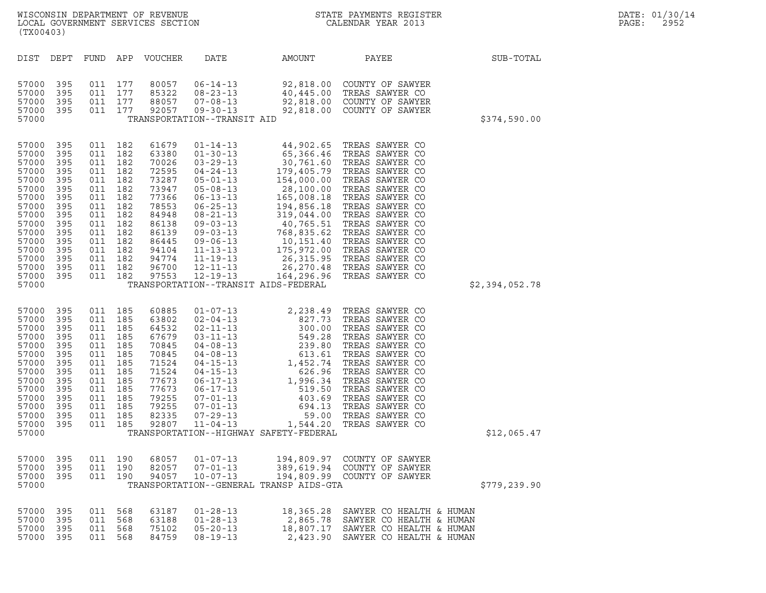WISCONSIN DEPARTMENT OF REVENUE
LOCAL GOVERNMENT SERVICES SECTION
(TX00403)

STATE PAYMENTS REGISTER
CALENDAR YEAR 2013

DATE: 01/30/14

| DIST | DEPT | FUND | APP | VOUCHER | DATE | AMOUNT | PAYEE | SUB-TOTAL |
|---|---|---|---|---|---|---|---|---|
| 57000 | 395 | 011 | 177 | 80057 | 06-14-13 | 92,818.00 | COUNTY OF SAWYER | |
| 57000 | 395 | 011 | 177 | 85322 | 08-23-13 | 40,445.00 | TREAS SAWYER CO | |
| 57000 | 395 | 011 | 177 | 88057 | 07-08-13 | 92,818.00 | COUNTY OF SAWYER | |
| 57000 | 395 | 011 | 177 | 92057 | 09-30-13 | 92,818.00 | COUNTY OF SAWYER | |
| 57000 | | | | | TRANSPORTATION--TRANSIT AID | | | $374,590.00 |
| 57000 | 395 | 011 | 182 | 61679 | 01-14-13 | 44,902.65 | TREAS SAWYER CO | |
| 57000 | 395 | 011 | 182 | 63380 | 01-30-13 | 65,366.46 | TREAS SAWYER CO | |
| 57000 | 395 | 011 | 182 | 70026 | 03-29-13 | 30,761.60 | TREAS SAWYER CO | |
| 57000 | 395 | 011 | 182 | 72595 | 04-24-13 | 179,405.79 | TREAS SAWYER CO | |
| 57000 | 395 | 011 | 182 | 73287 | 05-01-13 | 154,000.00 | TREAS SAWYER CO | |
| 57000 | 395 | 011 | 182 | 73947 | 05-08-13 | 28,100.00 | TREAS SAWYER CO | |
| 57000 | 395 | 011 | 182 | 77366 | 06-13-13 | 165,008.18 | TREAS SAWYER CO | |
| 57000 | 395 | 011 | 182 | 78553 | 06-25-13 | 194,856.18 | TREAS SAWYER CO | |
| 57000 | 395 | 011 | 182 | 84948 | 08-21-13 | 319,044.00 | TREAS SAWYER CO | |
| 57000 | 395 | 011 | 182 | 86138 | 09-03-13 | 40,765.51 | TREAS SAWYER CO | |
| 57000 | 395 | 011 | 182 | 86139 | 09-03-13 | 768,835.62 | TREAS SAWYER CO | |
| 57000 | 395 | 011 | 182 | 86445 | 09-06-13 | 10,151.40 | TREAS SAWYER CO | |
| 57000 | 395 | 011 | 182 | 94104 | 11-13-13 | 175,972.00 | TREAS SAWYER CO | |
| 57000 | 395 | 011 | 182 | 94774 | 11-19-13 | 26,315.95 | TREAS SAWYER CO | |
| 57000 | 395 | 011 | 182 | 96700 | 12-11-13 | 26,270.48 | TREAS SAWYER CO | |
| 57000 | 395 | 011 | 182 | 97553 | 12-19-13 | 164,296.96 | TREAS SAWYER CO | |
| 57000 | | | | | TRANSPORTATION--TRANSIT AIDS-FEDERAL | | | $2,394,052.78 |
| 57000 | 395 | 011 | 185 | 60885 | 01-07-13 | 2,238.49 | TREAS SAWYER CO | |
| 57000 | 395 | 011 | 185 | 63802 | 02-04-13 | 827.73 | TREAS SAWYER CO | |
| 57000 | 395 | 011 | 185 | 64532 | 02-11-13 | 300.00 | TREAS SAWYER CO | |
| 57000 | 395 | 011 | 185 | 67679 | 03-11-13 | 549.28 | TREAS SAWYER CO | |
| 57000 | 395 | 011 | 185 | 70845 | 04-08-13 | 239.80 | TREAS SAWYER CO | |
| 57000 | 395 | 011 | 185 | 70845 | 04-08-13 | 613.61 | TREAS SAWYER CO | |
| 57000 | 395 | 011 | 185 | 71524 | 04-15-13 | 1,452.74 | TREAS SAWYER CO | |
| 57000 | 395 | 011 | 185 | 71524 | 04-15-13 | 626.96 | TREAS SAWYER CO | |
| 57000 | 395 | 011 | 185 | 77673 | 06-17-13 | 1,996.34 | TREAS SAWYER CO | |
| 57000 | 395 | 011 | 185 | 77673 | 06-17-13 | 519.50 | TREAS SAWYER CO | |
| 57000 | 395 | 011 | 185 | 79255 | 07-01-13 | 403.69 | TREAS SAWYER CO | |
| 57000 | 395 | 011 | 185 | 79255 | 07-01-13 | 694.13 | TREAS SAWYER CO | |
| 57000 | 395 | 011 | 185 | 82335 | 07-29-13 | 59.00 | TREAS SAWYER CO | |
| 57000 | 395 | 011 | 185 | 92807 | 11-04-13 | 1,544.20 | TREAS SAWYER CO | |
| 57000 | | | | | TRANSPORTATION--HIGHWAY SAFETY-FEDERAL | | | $12,065.47 |
| 57000 | 395 | 011 | 190 | 68057 | 01-07-13 | 194,809.97 | COUNTY OF SAWYER | |
| 57000 | 395 | 011 | 190 | 82057 | 07-01-13 | 389,619.94 | COUNTY OF SAWYER | |
| 57000 | 395 | 011 | 190 | 94057 | 10-07-13 | 194,809.99 | COUNTY OF SAWYER | |
| 57000 | | | | | TRANSPORTATION--GENERAL TRANSP AIDS-GTA | | | $779,239.90 |
| 57000 | 395 | 011 | 568 | 63187 | 01-28-13 | 18,365.28 | SAWYER CO HEALTH & HUMAN | |
| 57000 | 395 | 011 | 568 | 63188 | 01-28-13 | 2,865.78 | SAWYER CO HEALTH & HUMAN | |
| 57000 | 395 | 011 | 568 | 75102 | 05-20-13 | 18,807.17 | SAWYER CO HEALTH & HUMAN | |
| 57000 | 395 | 011 | 568 | 84759 | 08-19-13 | 2,423.90 | SAWYER CO HEALTH & HUMAN | |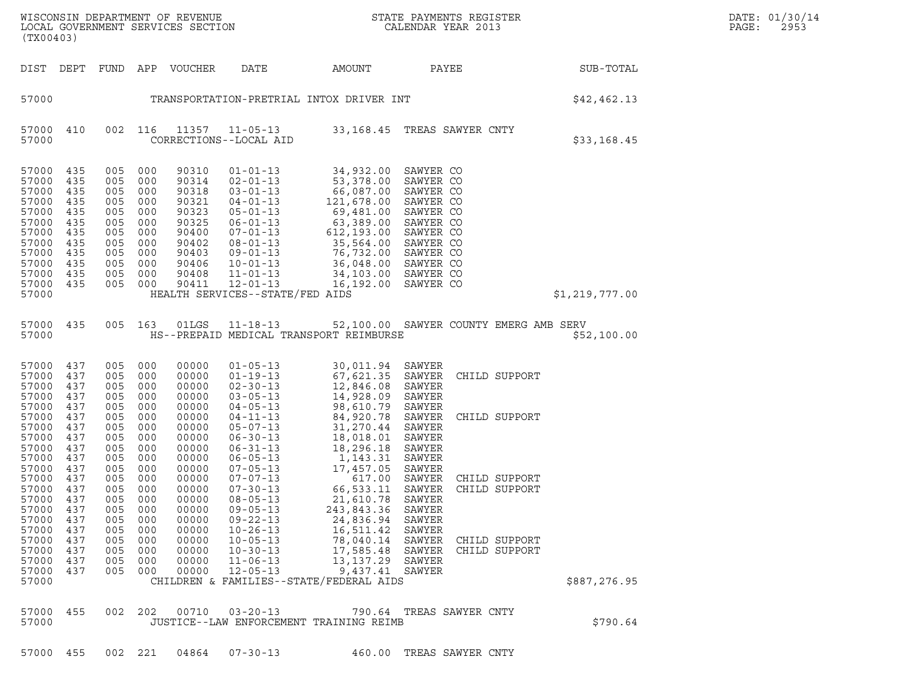WISCONSIN DEPARTMENT OF REVENUE
LOCAL GOVERNMENT SERVICES SECTION
(TX00403)

STATE PAYMENTS REGISTER
CALENDAR YEAR 2013

DATE: 01/30/14
PAGE: 2953

| DIST | DEPT | FUND | APP | VOUCHER | DATE | AMOUNT | PAYEE | SUB-TOTAL |
|---|---|---|---|---|---|---|---|---|
| 57000 | | | | | TRANSPORTATION-PRETRIAL INTOX DRIVER INT | | | $42,462.13 |
| 57000 | 410 | 002 | 116 | 11357 | 11-05-13 | 33,168.45 | TREAS SAWYER CNTY | |
| 57000 | | | | | CORRECTIONS--LOCAL AID | | | $33,168.45 |
| 57000 | 435 | 005 | 000 | 90310 | 01-01-13 | 34,932.00 | SAWYER CO | |
| 57000 | 435 | 005 | 000 | 90314 | 02-01-13 | 53,378.00 | SAWYER CO | |
| 57000 | 435 | 005 | 000 | 90318 | 03-01-13 | 66,087.00 | SAWYER CO | |
| 57000 | 435 | 005 | 000 | 90321 | 04-01-13 | 121,678.00 | SAWYER CO | |
| 57000 | 435 | 005 | 000 | 90323 | 05-01-13 | 69,481.00 | SAWYER CO | |
| 57000 | 435 | 005 | 000 | 90325 | 06-01-13 | 63,389.00 | SAWYER CO | |
| 57000 | 435 | 005 | 000 | 90400 | 07-01-13 | 612,193.00 | SAWYER CO | |
| 57000 | 435 | 005 | 000 | 90402 | 08-01-13 | 35,564.00 | SAWYER CO | |
| 57000 | 435 | 005 | 000 | 90403 | 09-01-13 | 76,732.00 | SAWYER CO | |
| 57000 | 435 | 005 | 000 | 90406 | 10-01-13 | 36,048.00 | SAWYER CO | |
| 57000 | 435 | 005 | 000 | 90408 | 11-01-13 | 34,103.00 | SAWYER CO | |
| 57000 | 435 | 005 | 000 | 90411 | 12-01-13 | 16,192.00 | SAWYER CO | |
| 57000 | | | | | HEALTH SERVICES--STATE/FED AIDS | | | $1,219,777.00 |
| 57000 | 435 | 005 | 163 | 01LGS | 11-18-13 | 52,100.00 | SAWYER COUNTY EMERG AMB SERV | |
| 57000 | | | | | HS--PREPAID MEDICAL TRANSPORT REIMBURSE | | | $52,100.00 |
| 57000 | 437 | 005 | 000 | 00000 | 01-05-13 | 30,011.94 | SAWYER | |
| 57000 | 437 | 005 | 000 | 00000 | 01-19-13 | 67,621.35 | SAWYER CHILD SUPPORT | |
| 57000 | 437 | 005 | 000 | 00000 | 02-30-13 | 12,846.08 | SAWYER | |
| 57000 | 437 | 005 | 000 | 00000 | 03-05-13 | 14,928.09 | SAWYER | |
| 57000 | 437 | 005 | 000 | 00000 | 04-05-13 | 98,610.79 | SAWYER | |
| 57000 | 437 | 005 | 000 | 00000 | 04-11-13 | 84,920.78 | SAWYER CHILD SUPPORT | |
| 57000 | 437 | 005 | 000 | 00000 | 05-07-13 | 31,270.44 | SAWYER | |
| 57000 | 437 | 005 | 000 | 00000 | 06-30-13 | 18,018.01 | SAWYER | |
| 57000 | 437 | 005 | 000 | 00000 | 06-31-13 | 18,296.18 | SAWYER | |
| 57000 | 437 | 005 | 000 | 00000 | 06-05-13 | 1,143.31 | SAWYER | |
| 57000 | 437 | 005 | 000 | 00000 | 07-05-13 | 17,457.05 | SAWYER | |
| 57000 | 437 | 005 | 000 | 00000 | 07-07-13 | 617.00 | SAWYER CHILD SUPPORT | |
| 57000 | 437 | 005 | 000 | 00000 | 07-30-13 | 66,533.11 | SAWYER CHILD SUPPORT | |
| 57000 | 437 | 005 | 000 | 00000 | 08-05-13 | 21,610.78 | SAWYER | |
| 57000 | 437 | 005 | 000 | 00000 | 09-05-13 | 243,843.36 | SAWYER | |
| 57000 | 437 | 005 | 000 | 00000 | 09-22-13 | 24,836.94 | SAWYER | |
| 57000 | 437 | 005 | 000 | 00000 | 10-26-13 | 16,511.42 | SAWYER | |
| 57000 | 437 | 005 | 000 | 00000 | 10-05-13 | 78,040.14 | SAWYER CHILD SUPPORT | |
| 57000 | 437 | 005 | 000 | 00000 | 10-30-13 | 17,585.48 | SAWYER CHILD SUPPORT | |
| 57000 | 437 | 005 | 000 | 00000 | 11-06-13 | 13,137.29 | SAWYER | |
| 57000 | 437 | 005 | 000 | 00000 | 12-05-13 | 9,437.41 | SAWYER | |
| 57000 | | | | | CHILDREN & FAMILIES--STATE/FEDERAL AIDS | | | $887,276.95 |
| 57000 | 455 | 002 | 202 | 00710 | 03-20-13 | 790.64 | TREAS SAWYER CNTY | |
| 57000 | | | | | JUSTICE--LAW ENFORCEMENT TRAINING REIMB | | | $790.64 |
| 57000 | 455 | 002 | 221 | 04864 | 07-30-13 | 460.00 | TREAS SAWYER CNTY | |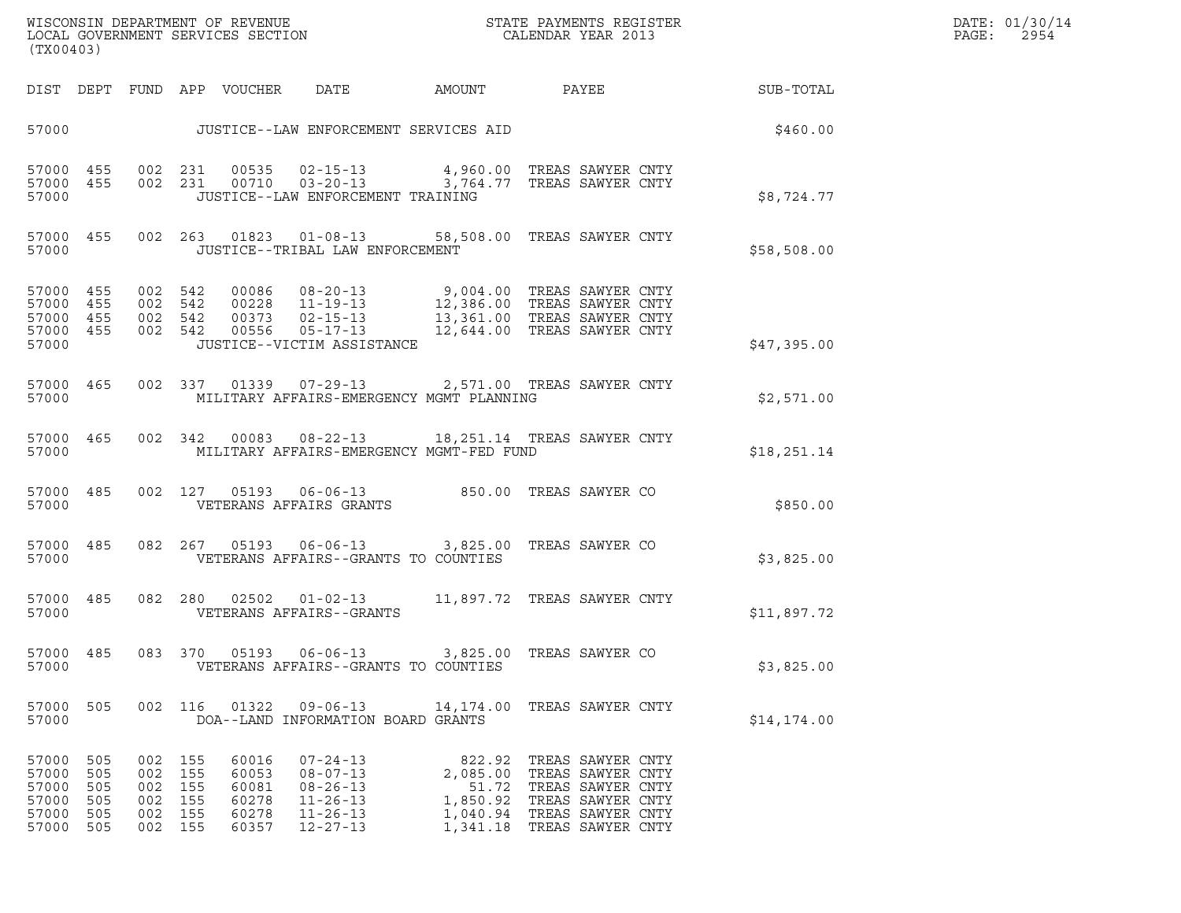WISCONSIN DEPARTMENT OF REVENUE
LOCAL GOVERNMENT SERVICES SECTION
(TX00403)

STATE PAYMENTS REGISTER
CALENDAR YEAR 2013

DATE: 01/30/14
PAGE: 2954

| DIST | DEPT | FUND | APP | VOUCHER | DATE | AMOUNT | PAYEE | SUB-TOTAL |
|---|---|---|---|---|---|---|---|---|
| 57000 | | | | JUSTICE--LAW ENFORCEMENT SERVICES AID | | | | $460.00 |
| 57000 | 455 | 002 | 231 | 00535 | 02-15-13 | 4,960.00 | TREAS SAWYER CNTY | |
| 57000 | 455 | 002 | 231 | 00710 | 03-20-13 | 3,764.77 | TREAS SAWYER CNTY | |
| 57000 | | | | JUSTICE--LAW ENFORCEMENT TRAINING | | | | $8,724.77 |
| 57000 | 455 | 002 | 263 | 01823 | 01-08-13 | 58,508.00 | TREAS SAWYER CNTY | |
| 57000 | | | | JUSTICE--TRIBAL LAW ENFORCEMENT | | | | $58,508.00 |
| 57000 | 455 | 002 | 542 | 00086 | 08-20-13 | 9,004.00 | TREAS SAWYER CNTY | |
| 57000 | 455 | 002 | 542 | 00228 | 11-19-13 | 12,386.00 | TREAS SAWYER CNTY | |
| 57000 | 455 | 002 | 542 | 00373 | 02-15-13 | 13,361.00 | TREAS SAWYER CNTY | |
| 57000 | 455 | 002 | 542 | 00556 | 05-17-13 | 12,644.00 | TREAS SAWYER CNTY | |
| 57000 | | | | JUSTICE--VICTIM ASSISTANCE | | | | $47,395.00 |
| 57000 | 465 | 002 | 337 | 01339 | 07-29-13 | 2,571.00 | TREAS SAWYER CNTY | |
| 57000 | | | | MILITARY AFFAIRS-EMERGENCY MGMT PLANNING | | | | $2,571.00 |
| 57000 | 465 | 002 | 342 | 00083 | 08-22-13 | 18,251.14 | TREAS SAWYER CNTY | |
| 57000 | | | | MILITARY AFFAIRS-EMERGENCY MGMT-FED FUND | | | | $18,251.14 |
| 57000 | 485 | 002 | 127 | 05193 | 06-06-13 | 850.00 | TREAS SAWYER CO | |
| 57000 | | | | VETERANS AFFAIRS GRANTS | | | | $850.00 |
| 57000 | 485 | 082 | 267 | 05193 | 06-06-13 | 3,825.00 | TREAS SAWYER CO | |
| 57000 | | | | VETERANS AFFAIRS--GRANTS TO COUNTIES | | | | $3,825.00 |
| 57000 | 485 | 082 | 280 | 02502 | 01-02-13 | 11,897.72 | TREAS SAWYER CNTY | |
| 57000 | | | | VETERANS AFFAIRS--GRANTS | | | | $11,897.72 |
| 57000 | 485 | 083 | 370 | 05193 | 06-06-13 | 3,825.00 | TREAS SAWYER CO | |
| 57000 | | | | VETERANS AFFAIRS--GRANTS TO COUNTIES | | | | $3,825.00 |
| 57000 | 505 | 002 | 116 | 01322 | 09-06-13 | 14,174.00 | TREAS SAWYER CNTY | |
| 57000 | | | | DOA--LAND INFORMATION BOARD GRANTS | | | | $14,174.00 |
| 57000 | 505 | 002 | 155 | 60016 | 07-24-13 | 822.92 | TREAS SAWYER CNTY | |
| 57000 | 505 | 002 | 155 | 60053 | 08-07-13 | 2,085.00 | TREAS SAWYER CNTY | |
| 57000 | 505 | 002 | 155 | 60081 | 08-26-13 | 51.72 | TREAS SAWYER CNTY | |
| 57000 | 505 | 002 | 155 | 60278 | 11-26-13 | 1,850.92 | TREAS SAWYER CNTY | |
| 57000 | 505 | 002 | 155 | 60278 | 11-26-13 | 1,040.94 | TREAS SAWYER CNTY | |
| 57000 | 505 | 002 | 155 | 60357 | 12-27-13 | 1,341.18 | TREAS SAWYER CNTY | |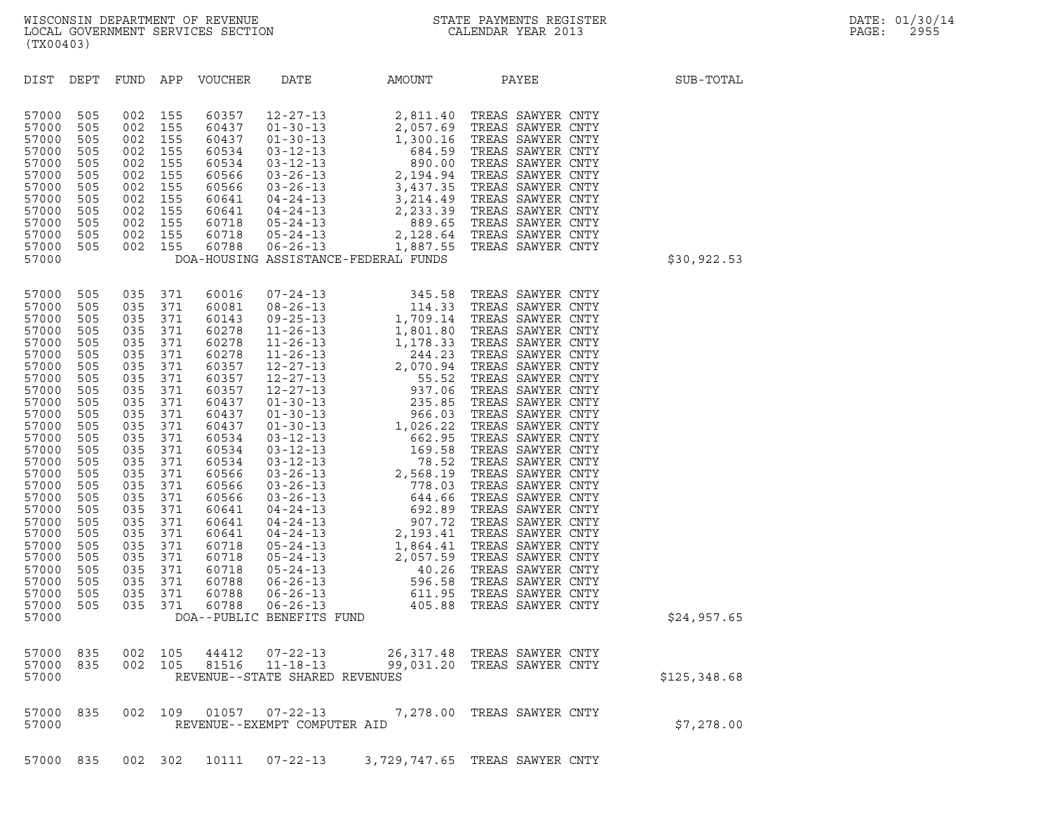WISCONSIN DEPARTMENT OF REVENUE
LOCAL GOVERNMENT SERVICES SECTION
(TX00403)

STATE PAYMENTS REGISTER
CALENDAR YEAR 2013

DATE: 01/30/14
PAGE: 2955

| DIST | DEPT | FUND | APP | VOUCHER | DATE | AMOUNT | PAYEE | SUB-TOTAL |
|---|---|---|---|---|---|---|---|---|
| 57000 | 505 | 002 | 155 | 60357 | 12-27-13 | 2,811.40 | TREAS SAWYER CNTY | |
| 57000 | 505 | 002 | 155 | 60437 | 01-30-13 | 2,057.69 | TREAS SAWYER CNTY | |
| 57000 | 505 | 002 | 155 | 60437 | 01-30-13 | 1,300.16 | TREAS SAWYER CNTY | |
| 57000 | 505 | 002 | 155 | 60534 | 03-12-13 | 684.59 | TREAS SAWYER CNTY | |
| 57000 | 505 | 002 | 155 | 60534 | 03-12-13 | 890.00 | TREAS SAWYER CNTY | |
| 57000 | 505 | 002 | 155 | 60566 | 03-26-13 | 2,194.94 | TREAS SAWYER CNTY | |
| 57000 | 505 | 002 | 155 | 60566 | 03-26-13 | 3,437.35 | TREAS SAWYER CNTY | |
| 57000 | 505 | 002 | 155 | 60641 | 04-24-13 | 3,214.49 | TREAS SAWYER CNTY | |
| 57000 | 505 | 002 | 155 | 60641 | 04-24-13 | 2,233.39 | TREAS SAWYER CNTY | |
| 57000 | 505 | 002 | 155 | 60718 | 05-24-13 | 889.65 | TREAS SAWYER CNTY | |
| 57000 | 505 | 002 | 155 | 60718 | 05-24-13 | 2,128.64 | TREAS SAWYER CNTY | |
| 57000 | 505 | 002 | 155 | 60788 | 06-26-13 | 1,887.55 | TREAS SAWYER CNTY | |
| 57000 | | | | DOA-HOUSING ASSISTANCE-FEDERAL FUNDS | | | | $30,922.53 |
| 57000 | 505 | 035 | 371 | 60016 | 07-24-13 | 345.58 | TREAS SAWYER CNTY | |
| 57000 | 505 | 035 | 371 | 60081 | 08-26-13 | 114.33 | TREAS SAWYER CNTY | |
| 57000 | 505 | 035 | 371 | 60143 | 09-25-13 | 1,709.14 | TREAS SAWYER CNTY | |
| 57000 | 505 | 035 | 371 | 60278 | 11-26-13 | 1,801.80 | TREAS SAWYER CNTY | |
| 57000 | 505 | 035 | 371 | 60278 | 11-26-13 | 1,178.33 | TREAS SAWYER CNTY | |
| 57000 | 505 | 035 | 371 | 60278 | 11-26-13 | 244.23 | TREAS SAWYER CNTY | |
| 57000 | 505 | 035 | 371 | 60357 | 12-27-13 | 2,070.94 | TREAS SAWYER CNTY | |
| 57000 | 505 | 035 | 371 | 60357 | 12-27-13 | 55.52 | TREAS SAWYER CNTY | |
| 57000 | 505 | 035 | 371 | 60357 | 12-27-13 | 937.06 | TREAS SAWYER CNTY | |
| 57000 | 505 | 035 | 371 | 60437 | 01-30-13 | 235.85 | TREAS SAWYER CNTY | |
| 57000 | 505 | 035 | 371 | 60437 | 01-30-13 | 966.03 | TREAS SAWYER CNTY | |
| 57000 | 505 | 035 | 371 | 60437 | 01-30-13 | 1,026.22 | TREAS SAWYER CNTY | |
| 57000 | 505 | 035 | 371 | 60534 | 03-12-13 | 662.95 | TREAS SAWYER CNTY | |
| 57000 | 505 | 035 | 371 | 60534 | 03-12-13 | 169.58 | TREAS SAWYER CNTY | |
| 57000 | 505 | 035 | 371 | 60534 | 03-12-13 | 78.52 | TREAS SAWYER CNTY | |
| 57000 | 505 | 035 | 371 | 60566 | 03-26-13 | 2,568.19 | TREAS SAWYER CNTY | |
| 57000 | 505 | 035 | 371 | 60566 | 03-26-13 | 778.03 | TREAS SAWYER CNTY | |
| 57000 | 505 | 035 | 371 | 60566 | 03-26-13 | 644.66 | TREAS SAWYER CNTY | |
| 57000 | 505 | 035 | 371 | 60641 | 04-24-13 | 692.89 | TREAS SAWYER CNTY | |
| 57000 | 505 | 035 | 371 | 60641 | 04-24-13 | 907.72 | TREAS SAWYER CNTY | |
| 57000 | 505 | 035 | 371 | 60641 | 04-24-13 | 2,193.41 | TREAS SAWYER CNTY | |
| 57000 | 505 | 035 | 371 | 60718 | 05-24-13 | 1,864.41 | TREAS SAWYER CNTY | |
| 57000 | 505 | 035 | 371 | 60718 | 05-24-13 | 2,057.59 | TREAS SAWYER CNTY | |
| 57000 | 505 | 035 | 371 | 60718 | 05-24-13 | 40.26 | TREAS SAWYER CNTY | |
| 57000 | 505 | 035 | 371 | 60788 | 06-26-13 | 596.58 | TREAS SAWYER CNTY | |
| 57000 | 505 | 035 | 371 | 60788 | 06-26-13 | 611.95 | TREAS SAWYER CNTY | |
| 57000 | 505 | 035 | 371 | 60788 | 06-26-13 | 405.88 | TREAS SAWYER CNTY | |
| 57000 | | | | DOA--PUBLIC BENEFITS FUND | | | | $24,957.65 |
| 57000 | 835 | 002 | 105 | 44412 | 07-22-13 | 26,317.48 | TREAS SAWYER CNTY | |
| 57000 | 835 | 002 | 105 | 81516 | 11-18-13 | 99,031.20 | TREAS SAWYER CNTY | |
| 57000 | | | | REVENUE--STATE SHARED REVENUES | | | | $125,348.68 |
| 57000 | 835 | 002 | 109 | 01057 | 07-22-13 | 7,278.00 | TREAS SAWYER CNTY | |
| 57000 | | | | REVENUE--EXEMPT COMPUTER AID | | | | $7,278.00 |
| 57000 | 835 | 002 | 302 | 10111 | 07-22-13 | 3,729,747.65 | TREAS SAWYER CNTY | |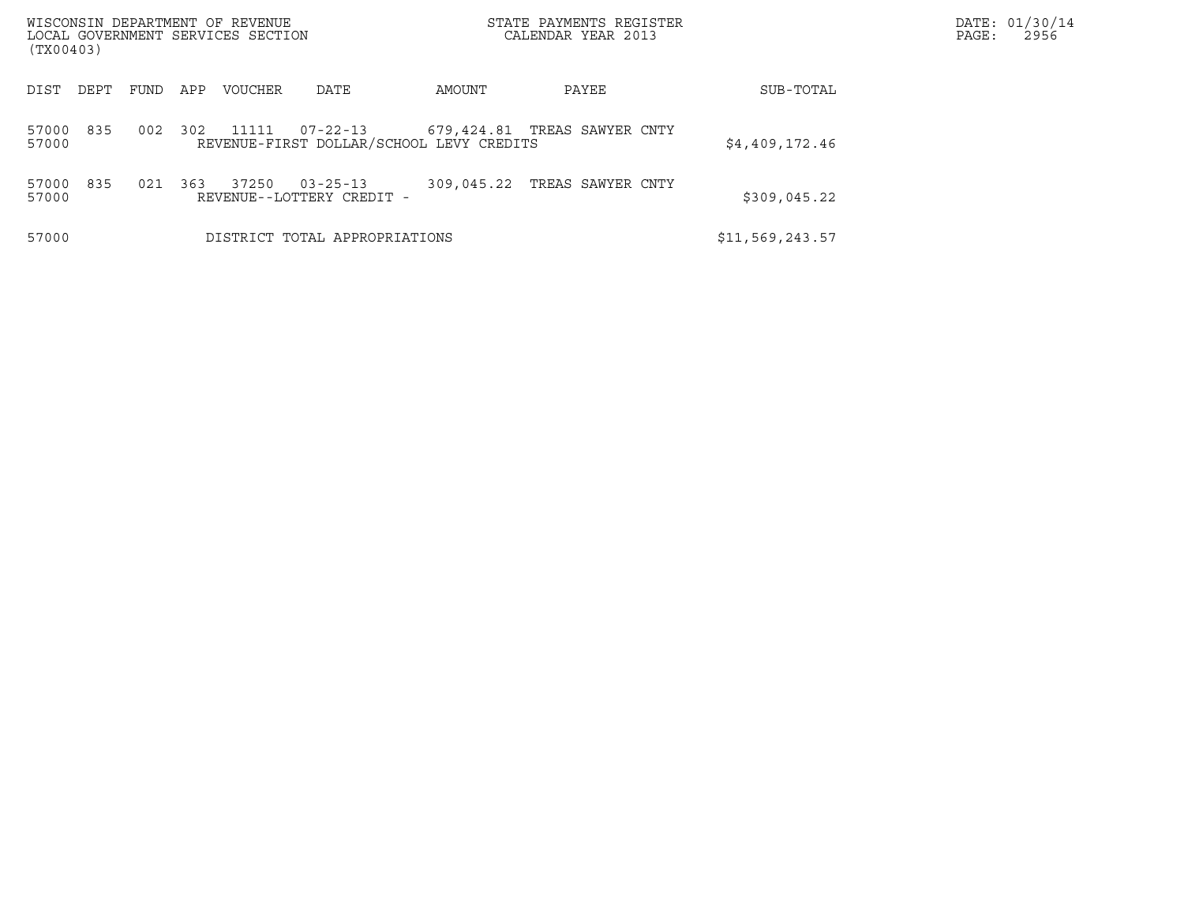| DIST | DEPT | FUND | APP | VOUCHER | DATE | AMOUNT | PAYEE | SUB-TOTAL |
|---|---|---|---|---|---|---|---|---|
| 57000 | 835 | 002 | 302 | 11111 | 07-22-13 | 679,424.81 | TREAS SAWYER CNTY | |
| 57000 | | | | REVENUE-FIRST DOLLAR/SCHOOL LEVY CREDITS | | | | $4,409,172.46 |
| 57000 | 835 | 021 | 363 | 37250 | 03-25-13 | 309,045.22 | TREAS SAWYER CNTY | |
| 57000 | | | | REVENUE--LOTTERY CREDIT - | | | | $309,045.22 |
| 57000 | | | | DISTRICT TOTAL APPROPRIATIONS | | | | $11,569,243.57 |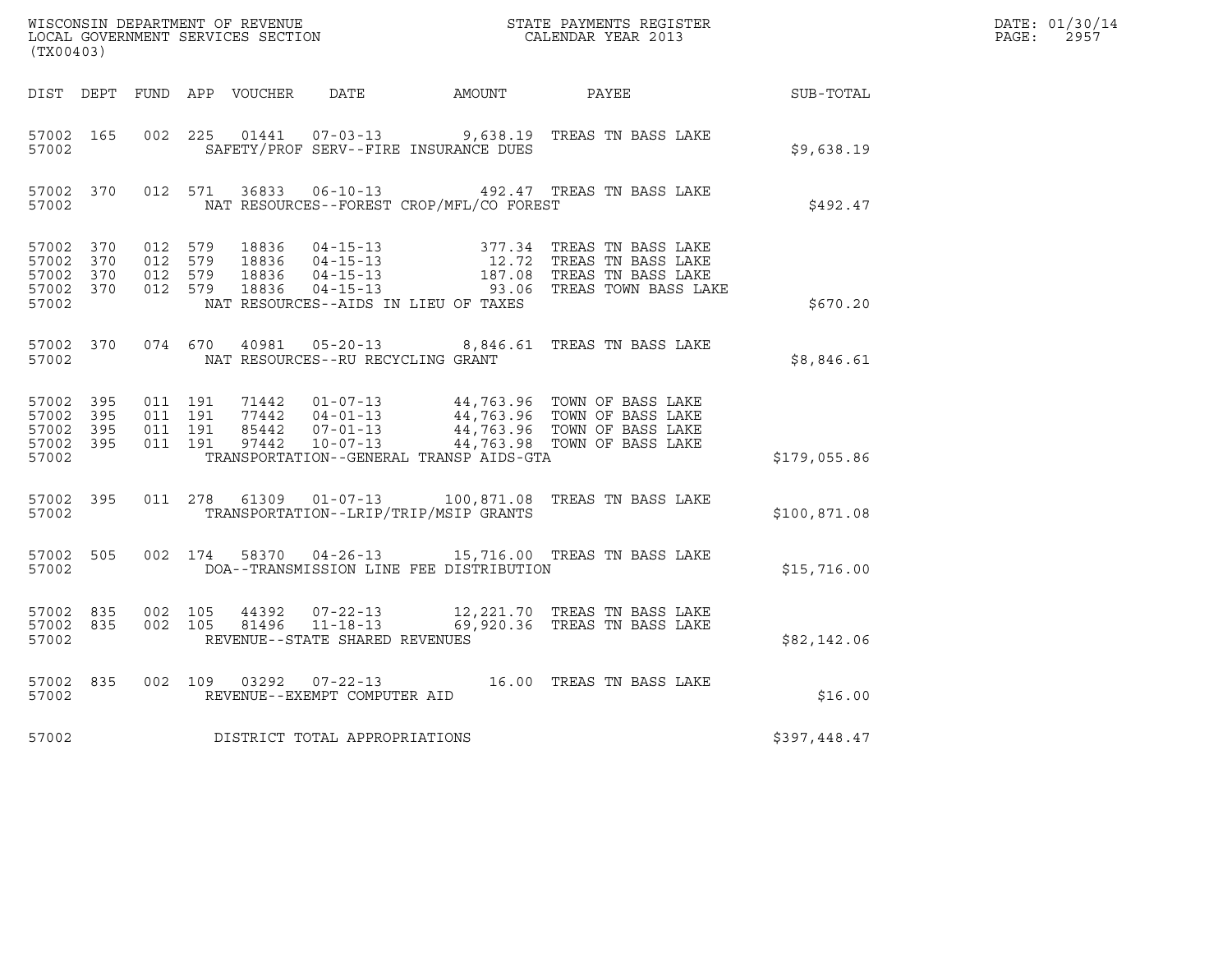WISCONSIN DEPARTMENT OF REVENUE
LOCAL GOVERNMENT SERVICES SECTION
(TX00403)

STATE PAYMENTS REGISTER
CALENDAR YEAR 2013

DATE: 01/30/14
PAGE: 2957

| DIST | DEPT | FUND | APP | VOUCHER | DATE | AMOUNT | PAYEE | SUB-TOTAL |
|---|---|---|---|---|---|---|---|---|
| 57002 | 165 | 002 | 225 | 01441 | 07-03-13 | 9,638.19 | TREAS TN BASS LAKE | |
| 57002 | | | | | SAFETY/PROF SERV--FIRE INSURANCE DUES | | | $9,638.19 |
| 57002 | 370 | 012 | 571 | 36833 | 06-10-13 | 492.47 | TREAS TN BASS LAKE | |
| 57002 | | | | | NAT RESOURCES--FOREST CROP/MFL/CO FOREST | | | $492.47 |
| 57002 | 370 | 012 | 579 | 18836 | 04-15-13 | 377.34 | TREAS TN BASS LAKE | |
| 57002 | 370 | 012 | 579 | 18836 | 04-15-13 | 12.72 | TREAS TN BASS LAKE | |
| 57002 | 370 | 012 | 579 | 18836 | 04-15-13 | 187.08 | TREAS TN BASS LAKE | |
| 57002 | 370 | 012 | 579 | 18836 | 04-15-13 | 93.06 | TREAS TOWN BASS LAKE | |
| 57002 | | | | | NAT RESOURCES--AIDS IN LIEU OF TAXES | | | $670.20 |
| 57002 | 370 | 074 | 670 | 40981 | 05-20-13 | 8,846.61 | TREAS TN BASS LAKE | |
| 57002 | | | | | NAT RESOURCES--RU RECYCLING GRANT | | | $8,846.61 |
| 57002 | 395 | 011 | 191 | 71442 | 01-07-13 | 44,763.96 | TOWN OF BASS LAKE | |
| 57002 | 395 | 011 | 191 | 77442 | 04-01-13 | 44,763.96 | TOWN OF BASS LAKE | |
| 57002 | 395 | 011 | 191 | 85442 | 07-01-13 | 44,763.96 | TOWN OF BASS LAKE | |
| 57002 | 395 | 011 | 191 | 97442 | 10-07-13 | 44,763.98 | TOWN OF BASS LAKE | |
| 57002 | | | | | TRANSPORTATION--GENERAL TRANSP AIDS-GTA | | | $179,055.86 |
| 57002 | 395 | 011 | 278 | 61309 | 01-07-13 | 100,871.08 | TREAS TN BASS LAKE | |
| 57002 | | | | | TRANSPORTATION--LRIP/TRIP/MSIP GRANTS | | | $100,871.08 |
| 57002 | 505 | 002 | 174 | 58370 | 04-26-13 | 15,716.00 | TREAS TN BASS LAKE | |
| 57002 | | | | | DOA--TRANSMISSION LINE FEE DISTRIBUTION | | | $15,716.00 |
| 57002 | 835 | 002 | 105 | 44392 | 07-22-13 | 12,221.70 | TREAS TN BASS LAKE | |
| 57002 | 835 | 002 | 105 | 81496 | 11-18-13 | 69,920.36 | TREAS TN BASS LAKE | |
| 57002 | | | | | REVENUE--STATE SHARED REVENUES | | | $82,142.06 |
| 57002 | 835 | 002 | 109 | 03292 | 07-22-13 | 16.00 | TREAS TN BASS LAKE | |
| 57002 | | | | | REVENUE--EXEMPT COMPUTER AID | | | $16.00 |
| 57002 | | | | | DISTRICT TOTAL APPROPRIATIONS | | | $397,448.47 |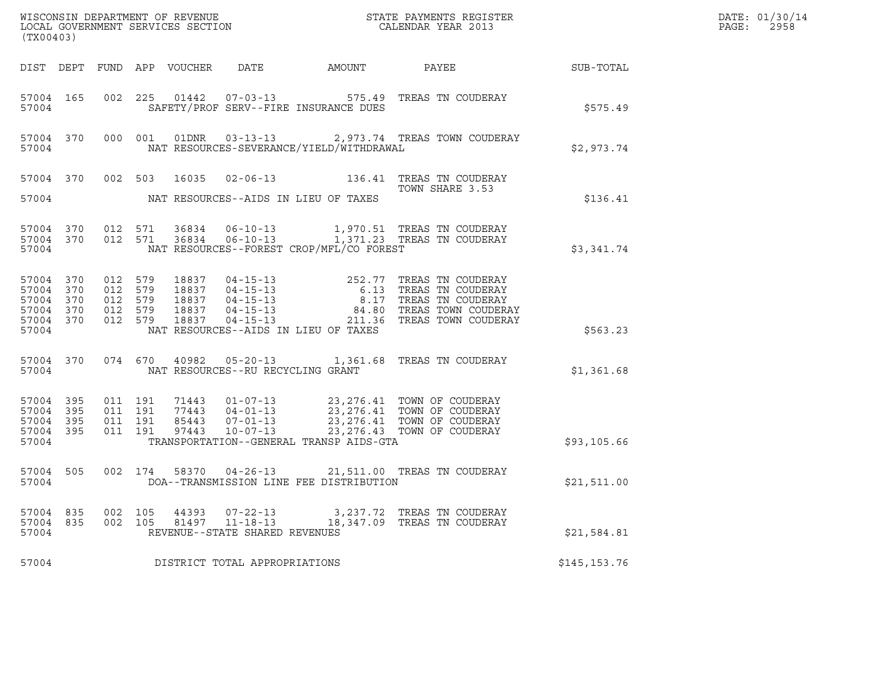WISCONSIN DEPARTMENT OF REVENUE
LOCAL GOVERNMENT SERVICES SECTION
(TX00403)

STATE PAYMENTS REGISTER
CALENDAR YEAR 2013

DATE: 01/30/14
PAGE: 2958

| DIST | DEPT | FUND | APP | VOUCHER | DATE | AMOUNT | PAYEE | SUB-TOTAL |
|---|---|---|---|---|---|---|---|---|
| 57004 | 165 | 002 | 225 | 01442 | 07-03-13 | 575.49 | TREAS TN COUDERAY | |
| 57004 | | | | | SAFETY/PROF SERV--FIRE INSURANCE DUES | | | $575.49 |
| 57004 | 370 | 000 | 001 | 01DNR | 03-13-13 | 2,973.74 | TREAS TOWN COUDERAY | |
| 57004 | | | | | NAT RESOURCES-SEVERANCE/YIELD/WITHDRAWAL | | | $2,973.74 |
| 57004 | 370 | 002 | 503 | 16035 | 02-06-13 | 136.41 | TREAS TN COUDERAY TOWN SHARE 3.53 | |
| 57004 | | | | | NAT RESOURCES--AIDS IN LIEU OF TAXES | | | $136.41 |
| 57004 | 370 | 012 | 571 | 36834 | 06-10-13 | 1,970.51 | TREAS TN COUDERAY | |
| 57004 | 370 | 012 | 571 | 36834 | 06-10-13 | 1,371.23 | TREAS TN COUDERAY | |
| 57004 | | | | | NAT RESOURCES--FOREST CROP/MFL/CO FOREST | | | $3,341.74 |
| 57004 | 370 | 012 | 579 | 18837 | 04-15-13 | 252.77 | TREAS TN COUDERAY | |
| 57004 | 370 | 012 | 579 | 18837 | 04-15-13 | 6.13 | TREAS TN COUDERAY | |
| 57004 | 370 | 012 | 579 | 18837 | 04-15-13 | 8.17 | TREAS TN COUDERAY | |
| 57004 | 370 | 012 | 579 | 18837 | 04-15-13 | 84.80 | TREAS TOWN COUDERAY | |
| 57004 | 370 | 012 | 579 | 18837 | 04-15-13 | 211.36 | TREAS TOWN COUDERAY | |
| 57004 | | | | | NAT RESOURCES--AIDS IN LIEU OF TAXES | | | $563.23 |
| 57004 | 370 | 074 | 670 | 40982 | 05-20-13 | 1,361.68 | TREAS TN COUDERAY | |
| 57004 | | | | | NAT RESOURCES--RU RECYCLING GRANT | | | $1,361.68 |
| 57004 | 395 | 011 | 191 | 71443 | 01-07-13 | 23,276.41 | TOWN OF COUDERAY | |
| 57004 | 395 | 011 | 191 | 77443 | 04-01-13 | 23,276.41 | TOWN OF COUDERAY | |
| 57004 | 395 | 011 | 191 | 85443 | 07-01-13 | 23,276.41 | TOWN OF COUDERAY | |
| 57004 | 395 | 011 | 191 | 97443 | 10-07-13 | 23,276.43 | TOWN OF COUDERAY | |
| 57004 | | | | | TRANSPORTATION--GENERAL TRANSP AIDS-GTA | | | $93,105.66 |
| 57004 | 505 | 002 | 174 | 58370 | 04-26-13 | 21,511.00 | TREAS TN COUDERAY | |
| 57004 | | | | | DOA--TRANSMISSION LINE FEE DISTRIBUTION | | | $21,511.00 |
| 57004 | 835 | 002 | 105 | 44393 | 07-22-13 | 3,237.72 | TREAS TN COUDERAY | |
| 57004 | 835 | 002 | 105 | 81497 | 11-18-13 | 18,347.09 | TREAS TN COUDERAY | |
| 57004 | | | | | REVENUE--STATE SHARED REVENUES | | | $21,584.81 |
| 57004 | | | | | DISTRICT TOTAL APPROPRIATIONS | | | $145,153.76 |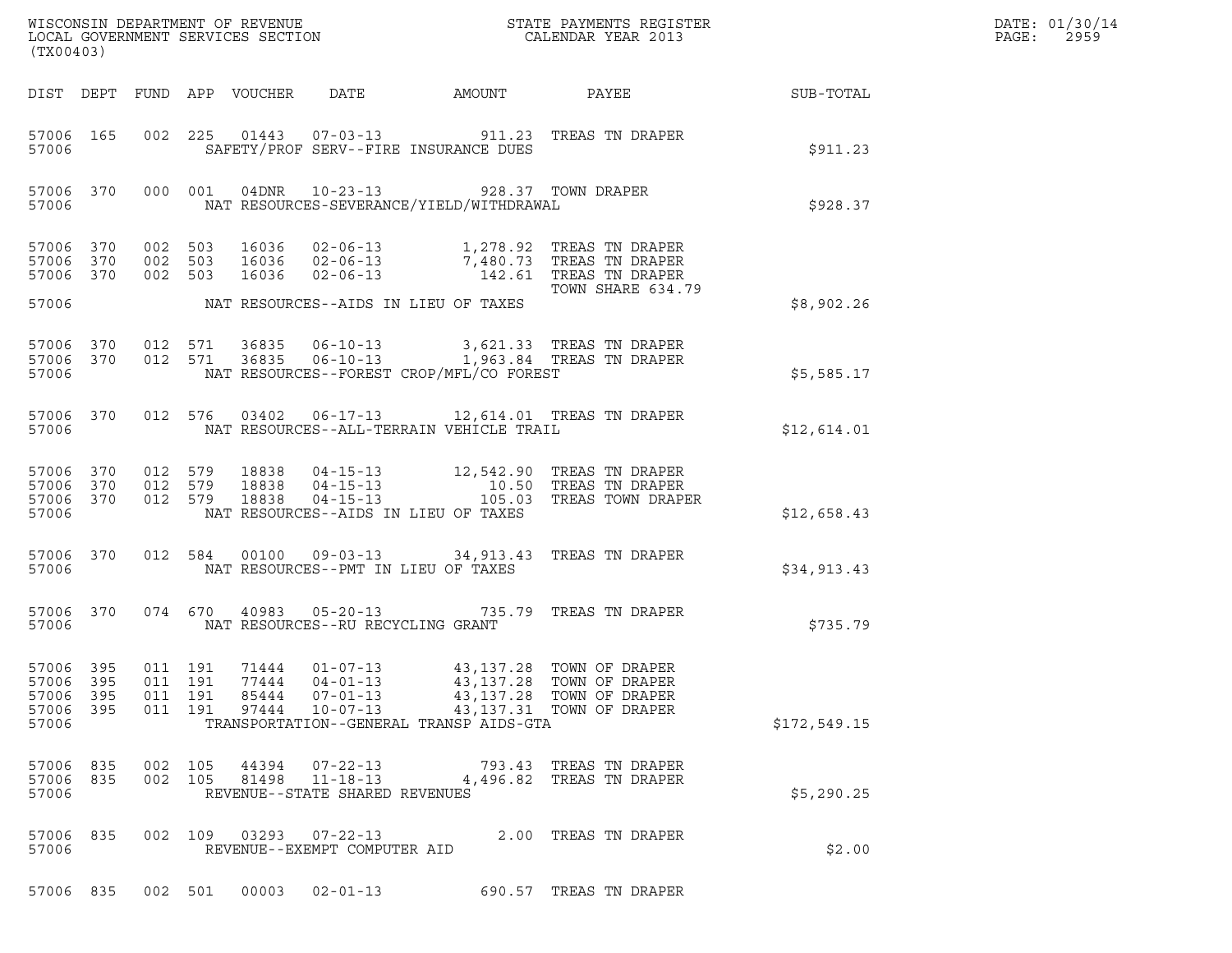WISCONSIN DEPARTMENT OF REVENUE
LOCAL GOVERNMENT SERVICES SECTION
(TX00403)

STATE PAYMENTS REGISTER
CALENDAR YEAR 2013

DATE: 01/30/14
PAGE: 2959

| DIST | DEPT | FUND | APP | VOUCHER | DATE | AMOUNT | PAYEE | SUB-TOTAL |
|---|---|---|---|---|---|---|---|---|
| 57006 | 165 | 002 | 225 | 01443 | 07-03-13 | 911.23 | TREAS TN DRAPER | |
| 57006 | | | | | SAFETY/PROF SERV--FIRE INSURANCE DUES | | | $911.23 |
| 57006 | 370 | 000 | 001 | 04DNR | 10-23-13 | 928.37 | TOWN DRAPER | |
| 57006 | | | | | NAT RESOURCES-SEVERANCE/YIELD/WITHDRAWAL | | | $928.37 |
| 57006 | 370 | 002 | 503 | 16036 | 02-06-13 | 1,278.92 | TREAS TN DRAPER | |
| 57006 | 370 | 002 | 503 | 16036 | 02-06-13 | 7,480.73 | TREAS TN DRAPER | |
| 57006 | 370 | 002 | 503 | 16036 | 02-06-13 | 142.61 | TREAS TN DRAPER TOWN SHARE 634.79 | |
| 57006 | | | | | NAT RESOURCES--AIDS IN LIEU OF TAXES | | | $8,902.26 |
| 57006 | 370 | 012 | 571 | 36835 | 06-10-13 | 3,621.33 | TREAS TN DRAPER | |
| 57006 | 370 | 012 | 571 | 36835 | 06-10-13 | 1,963.84 | TREAS TN DRAPER | |
| 57006 | | | | | NAT RESOURCES--FOREST CROP/MFL/CO FOREST | | | $5,585.17 |
| 57006 | 370 | 012 | 576 | 03402 | 06-17-13 | 12,614.01 | TREAS TN DRAPER | |
| 57006 | | | | | NAT RESOURCES--ALL-TERRAIN VEHICLE TRAIL | | | $12,614.01 |
| 57006 | 370 | 012 | 579 | 18838 | 04-15-13 | 12,542.90 | TREAS TN DRAPER | |
| 57006 | 370 | 012 | 579 | 18838 | 04-15-13 | 10.50 | TREAS TN DRAPER | |
| 57006 | 370 | 012 | 579 | 18838 | 04-15-13 | 105.03 | TREAS TOWN DRAPER | |
| 57006 | | | | | NAT RESOURCES--AIDS IN LIEU OF TAXES | | | $12,658.43 |
| 57006 | 370 | 012 | 584 | 00100 | 09-03-13 | 34,913.43 | TREAS TN DRAPER | |
| 57006 | | | | | NAT RESOURCES--PMT IN LIEU OF TAXES | | | $34,913.43 |
| 57006 | 370 | 074 | 670 | 40983 | 05-20-13 | 735.79 | TREAS TN DRAPER | |
| 57006 | | | | | NAT RESOURCES--RU RECYCLING GRANT | | | $735.79 |
| 57006 | 395 | 011 | 191 | 71444 | 01-07-13 | 43,137.28 | TOWN OF DRAPER | |
| 57006 | 395 | 011 | 191 | 77444 | 04-01-13 | 43,137.28 | TOWN OF DRAPER | |
| 57006 | 395 | 011 | 191 | 85444 | 07-01-13 | 43,137.28 | TOWN OF DRAPER | |
| 57006 | 395 | 011 | 191 | 97444 | 10-07-13 | 43,137.31 | TOWN OF DRAPER | |
| 57006 | | | | | TRANSPORTATION--GENERAL TRANSP AIDS-GTA | | | $172,549.15 |
| 57006 | 835 | 002 | 105 | 44394 | 07-22-13 | 793.43 | TREAS TN DRAPER | |
| 57006 | 835 | 002 | 105 | 81498 | 11-18-13 | 4,496.82 | TREAS TN DRAPER | |
| 57006 | | | | | REVENUE--STATE SHARED REVENUES | | | $5,290.25 |
| 57006 | 835 | 002 | 109 | 03293 | 07-22-13 | 2.00 | TREAS TN DRAPER | |
| 57006 | | | | | REVENUE--EXEMPT COMPUTER AID | | | $2.00 |
| 57006 | 835 | 002 | 501 | 00003 | 02-01-13 | 690.57 | TREAS TN DRAPER | |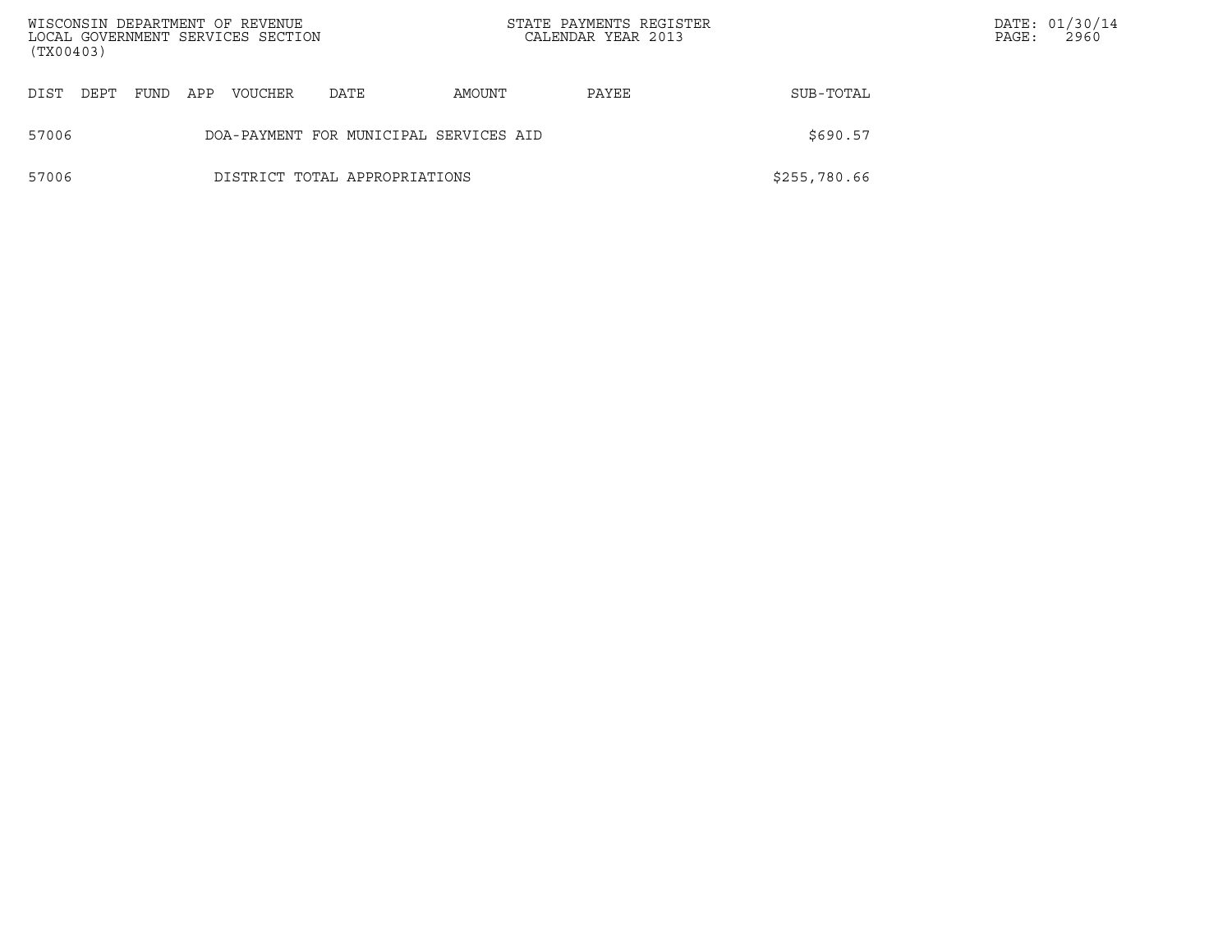| DIST | DEPT | FUND | APP | VOUCHER | DATE | AMOUNT | PAYEE | SUB-TOTAL |
|---|---|---|---|---|---|---|---|---|
| 57006 | | | DOA-PAYMENT FOR MUNICIPAL SERVICES AID | | | | | $690.57 |
| 57006 | | | DISTRICT TOTAL APPROPRIATIONS | | | | | $255,780.66 |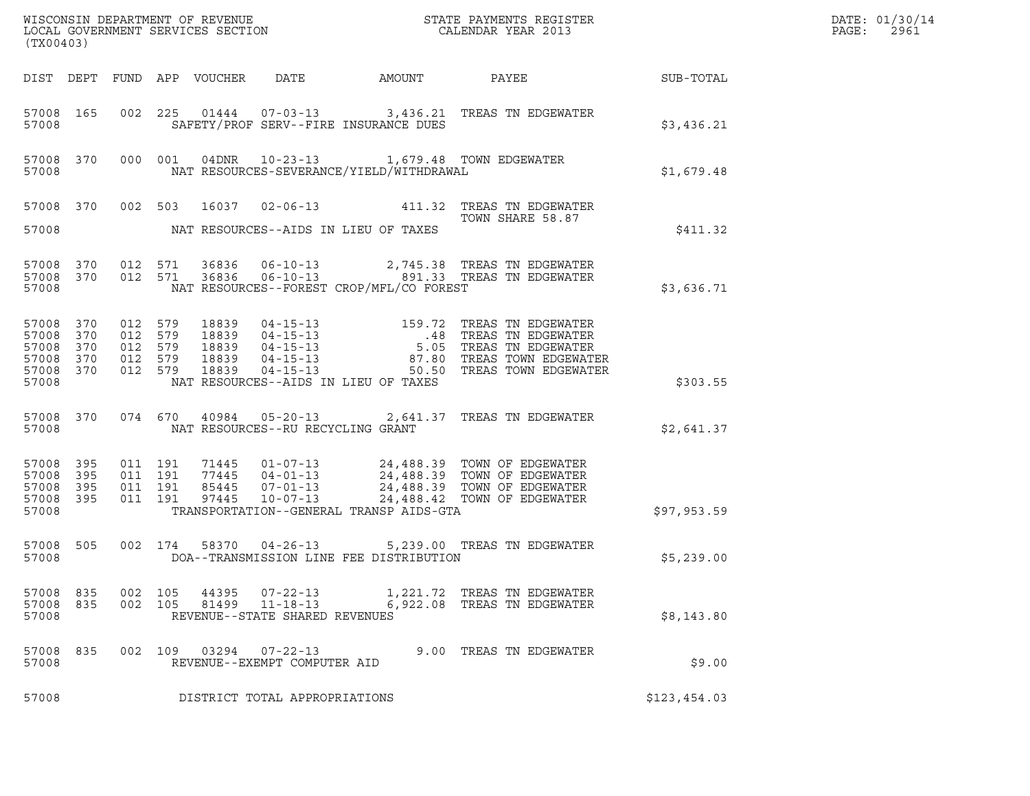WISCONSIN DEPARTMENT OF REVENUE
LOCAL GOVERNMENT SERVICES SECTION
(TX00403)

STATE PAYMENTS REGISTER
CALENDAR YEAR 2013

DATE: 01/30/14
PAGE: 2961

| DIST | DEPT | FUND | APP | VOUCHER | DATE | AMOUNT | PAYEE | SUB-TOTAL |
|---|---|---|---|---|---|---|---|---|
| 57008 | 165 | 002 | 225 | 01444 | 07-03-13 | 3,436.21 | TREAS TN EDGEWATER | |
| 57008 | | | | SAFETY/PROF SERV--FIRE INSURANCE DUES | | | | $3,436.21 |
| 57008 | 370 | 000 | 001 | 04DNR | 10-23-13 | 1,679.48 | TOWN EDGEWATER | |
| 57008 | | | | NAT RESOURCES-SEVERANCE/YIELD/WITHDRAWAL | | | | $1,679.48 |
| 57008 | 370 | 002 | 503 | 16037 | 02-06-13 | 411.32 | TREAS TN EDGEWATER TOWN SHARE 58.87 | |
| 57008 | | | | NAT RESOURCES--AIDS IN LIEU OF TAXES | | | | $411.32 |
| 57008 | 370 | 012 | 571 | 36836 | 06-10-13 | 2,745.38 | TREAS TN EDGEWATER | |
| 57008 | 370 | 012 | 571 | 36836 | 06-10-13 | 891.33 | TREAS TN EDGEWATER | |
| 57008 | | | | NAT RESOURCES--FOREST CROP/MFL/CO FOREST | | | | $3,636.71 |
| 57008 | 370 | 012 | 579 | 18839 | 04-15-13 | 159.72 | TREAS TN EDGEWATER | |
| 57008 | 370 | 012 | 579 | 18839 | 04-15-13 | .48 | TREAS TN EDGEWATER | |
| 57008 | 370 | 012 | 579 | 18839 | 04-15-13 | 5.05 | TREAS TN EDGEWATER | |
| 57008 | 370 | 012 | 579 | 18839 | 04-15-13 | 87.80 | TREAS TOWN EDGEWATER | |
| 57008 | 370 | 012 | 579 | 18839 | 04-15-13 | 50.50 | TREAS TOWN EDGEWATER | |
| 57008 | | | | NAT RESOURCES--AIDS IN LIEU OF TAXES | | | | $303.55 |
| 57008 | 370 | 074 | 670 | 40984 | 05-20-13 | 2,641.37 | TREAS TN EDGEWATER | |
| 57008 | | | | NAT RESOURCES--RU RECYCLING GRANT | | | | $2,641.37 |
| 57008 | 395 | 011 | 191 | 71445 | 01-07-13 | 24,488.39 | TOWN OF EDGEWATER | |
| 57008 | 395 | 011 | 191 | 77445 | 04-01-13 | 24,488.39 | TOWN OF EDGEWATER | |
| 57008 | 395 | 011 | 191 | 85445 | 07-01-13 | 24,488.39 | TOWN OF EDGEWATER | |
| 57008 | 395 | 011 | 191 | 97445 | 10-07-13 | 24,488.42 | TOWN OF EDGEWATER | |
| 57008 | | | | TRANSPORTATION--GENERAL TRANSP AIDS-GTA | | | | $97,953.59 |
| 57008 | 505 | 002 | 174 | 58370 | 04-26-13 | 5,239.00 | TREAS TN EDGEWATER | |
| 57008 | | | | DOA--TRANSMISSION LINE FEE DISTRIBUTION | | | | $5,239.00 |
| 57008 | 835 | 002 | 105 | 44395 | 07-22-13 | 1,221.72 | TREAS TN EDGEWATER | |
| 57008 | 835 | 002 | 105 | 81499 | 11-18-13 | 6,922.08 | TREAS TN EDGEWATER | |
| 57008 | | | | REVENUE--STATE SHARED REVENUES | | | | $8,143.80 |
| 57008 | 835 | 002 | 109 | 03294 | 07-22-13 | 9.00 | TREAS TN EDGEWATER | |
| 57008 | | | | REVENUE--EXEMPT COMPUTER AID | | | | $9.00 |
| 57008 | | | | DISTRICT TOTAL APPROPRIATIONS | | | | $123,454.03 |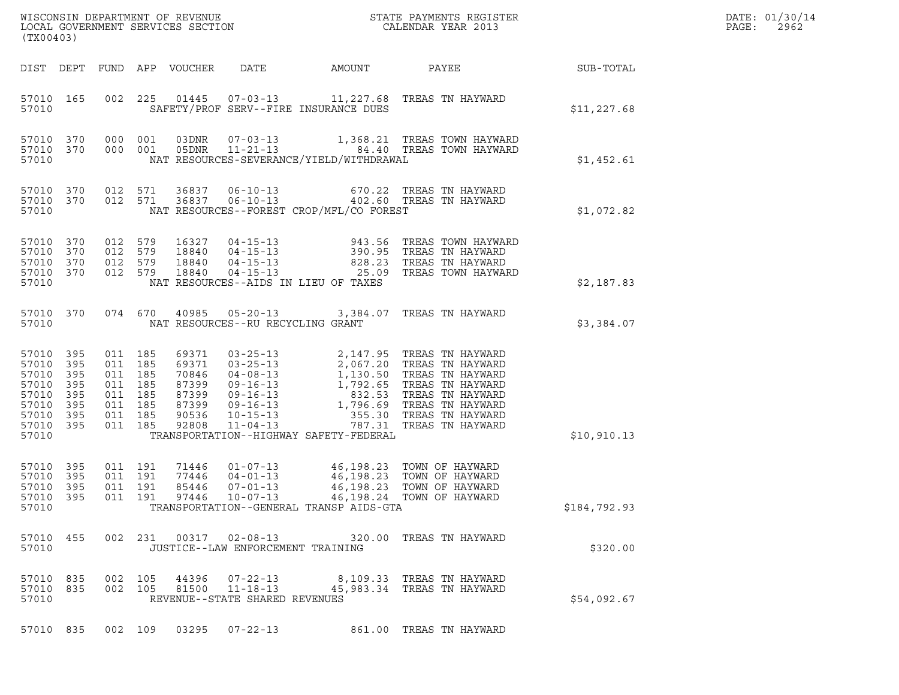WISCONSIN DEPARTMENT OF REVENUE
LOCAL GOVERNMENT SERVICES SECTION
(TX00403)

STATE PAYMENTS REGISTER
CALENDAR YEAR 2013

DATE: 01/30/14

| DIST | DEPT | FUND | APP | VOUCHER | DATE | AMOUNT | PAYEE | SUB-TOTAL |
|---|---|---|---|---|---|---|---|---|
| 57010 | 165 | 002 | 225 | 01445 | 07-03-13 | 11,227.68 | TREAS TN HAYWARD | |
| 57010 | | | | | SAFETY/PROF SERV--FIRE INSURANCE DUES | | | $11,227.68 |
| 57010 | 370 | 000 | 001 | 03DNR | 07-03-13 | 1,368.21 | TREAS TOWN HAYWARD | |
| 57010 | 370 | 000 | 001 | 05DNR | 11-21-13 | 84.40 | TREAS TOWN HAYWARD | |
| 57010 | | | | | NAT RESOURCES-SEVERANCE/YIELD/WITHDRAWAL | | | $1,452.61 |
| 57010 | 370 | 012 | 571 | 36837 | 06-10-13 | 670.22 | TREAS TN HAYWARD | |
| 57010 | 370 | 012 | 571 | 36837 | 06-10-13 | 402.60 | TREAS TN HAYWARD | |
| 57010 | | | | | NAT RESOURCES--FOREST CROP/MFL/CO FOREST | | | $1,072.82 |
| 57010 | 370 | 012 | 579 | 16327 | 04-15-13 | 943.56 | TREAS TOWN HAYWARD | |
| 57010 | 370 | 012 | 579 | 18840 | 04-15-13 | 390.95 | TREAS TN HAYWARD | |
| 57010 | 370 | 012 | 579 | 18840 | 04-15-13 | 828.23 | TREAS TN HAYWARD | |
| 57010 | 370 | 012 | 579 | 18840 | 04-15-13 | 25.09 | TREAS TOWN HAYWARD | |
| 57010 | | | | | NAT RESOURCES--AIDS IN LIEU OF TAXES | | | $2,187.83 |
| 57010 | 370 | 074 | 670 | 40985 | 05-20-13 | 3,384.07 | TREAS TN HAYWARD | |
| 57010 | | | | | NAT RESOURCES--RU RECYCLING GRANT | | | $3,384.07 |
| 57010 | 395 | 011 | 185 | 69371 | 03-25-13 | 2,147.95 | TREAS TN HAYWARD | |
| 57010 | 395 | 011 | 185 | 69371 | 03-25-13 | 2,067.20 | TREAS TN HAYWARD | |
| 57010 | 395 | 011 | 185 | 70846 | 04-08-13 | 1,130.50 | TREAS TN HAYWARD | |
| 57010 | 395 | 011 | 185 | 87399 | 09-16-13 | 1,792.65 | TREAS TN HAYWARD | |
| 57010 | 395 | 011 | 185 | 87399 | 09-16-13 | 832.53 | TREAS TN HAYWARD | |
| 57010 | 395 | 011 | 185 | 87399 | 09-16-13 | 1,796.69 | TREAS TN HAYWARD | |
| 57010 | 395 | 011 | 185 | 90536 | 10-15-13 | 355.30 | TREAS TN HAYWARD | |
| 57010 | 395 | 011 | 185 | 92808 | 11-04-13 | 787.31 | TREAS TN HAYWARD | |
| 57010 | | | | | TRANSPORTATION--HIGHWAY SAFETY-FEDERAL | | | $10,910.13 |
| 57010 | 395 | 011 | 191 | 71446 | 01-07-13 | 46,198.23 | TOWN OF HAYWARD | |
| 57010 | 395 | 011 | 191 | 77446 | 04-01-13 | 46,198.23 | TOWN OF HAYWARD | |
| 57010 | 395 | 011 | 191 | 85446 | 07-01-13 | 46,198.23 | TOWN OF HAYWARD | |
| 57010 | 395 | 011 | 191 | 97446 | 10-07-13 | 46,198.24 | TOWN OF HAYWARD | |
| 57010 | | | | | TRANSPORTATION--GENERAL TRANSP AIDS-GTA | | | $184,792.93 |
| 57010 | 455 | 002 | 231 | 00317 | 02-08-13 | 320.00 | TREAS TN HAYWARD | |
| 57010 | | | | | JUSTICE--LAW ENFORCEMENT TRAINING | | | $320.00 |
| 57010 | 835 | 002 | 105 | 44396 | 07-22-13 | 8,109.33 | TREAS TN HAYWARD | |
| 57010 | 835 | 002 | 105 | 81500 | 11-18-13 | 45,983.34 | TREAS TN HAYWARD | |
| 57010 | | | | | REVENUE--STATE SHARED REVENUES | | | $54,092.67 |
| 57010 | 835 | 002 | 109 | 03295 | 07-22-13 | 861.00 | TREAS TN HAYWARD | |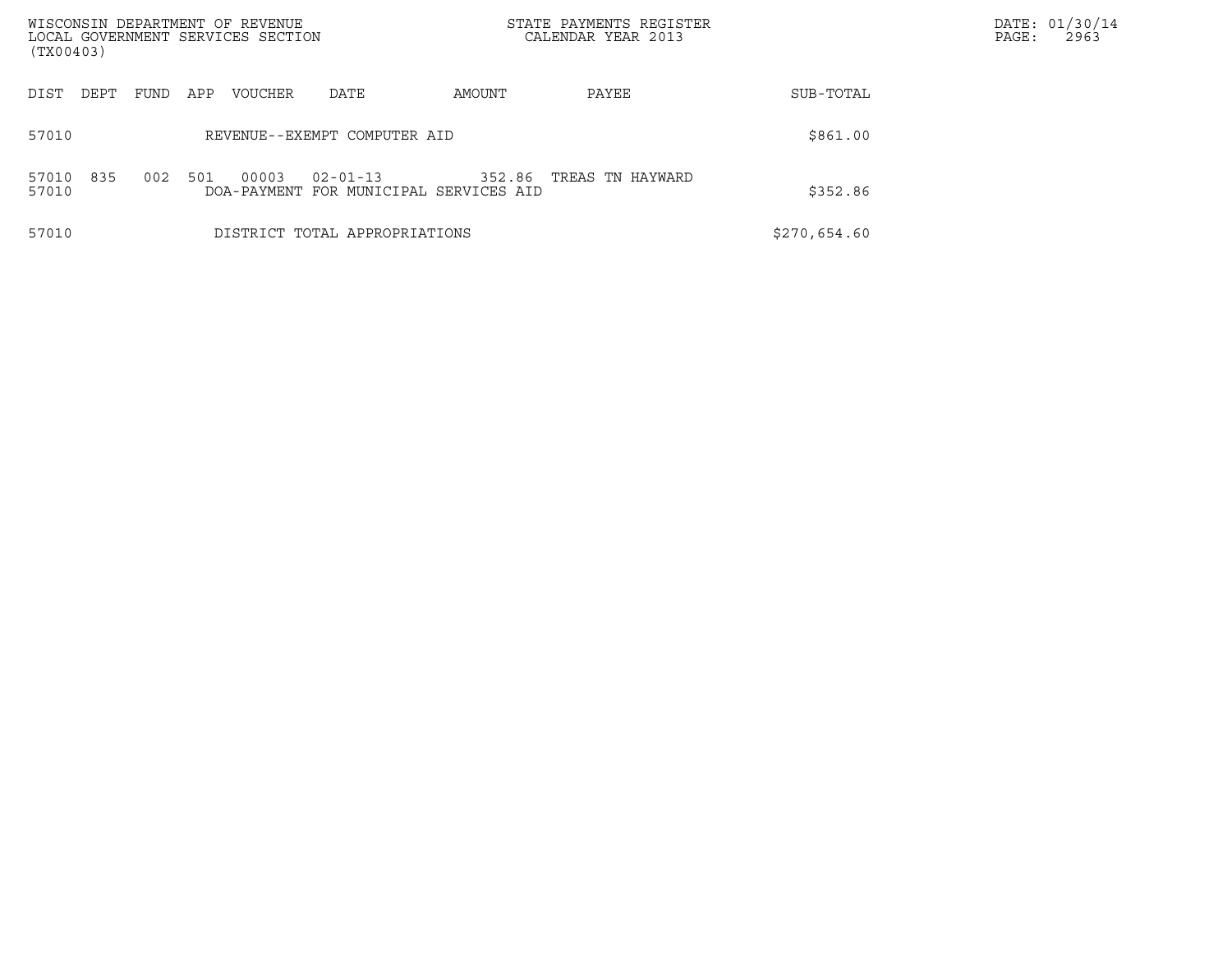WISCONSIN DEPARTMENT OF REVENUE
LOCAL GOVERNMENT SERVICES SECTION
(TX00403)

STATE PAYMENTS REGISTER
CALENDAR YEAR 2013

| DIST | DEPT | FUND | APP | VOUCHER | DATE | AMOUNT | PAYEE | SUB-TOTAL |
|---|---|---|---|---|---|---|---|---|
| 57010 | | | | REVENUE--EXEMPT COMPUTER AID | | | | $861.00 |
| 57010 | 835 | 002 | 501 | 00003 | 02-01-13 | 352.86 | TREAS TN HAYWARD | |
| 57010 | | | | DOA-PAYMENT FOR MUNICIPAL SERVICES AID | | | | $352.86 |
| 57010 | | | | DISTRICT TOTAL APPROPRIATIONS | | | | $270,654.60 |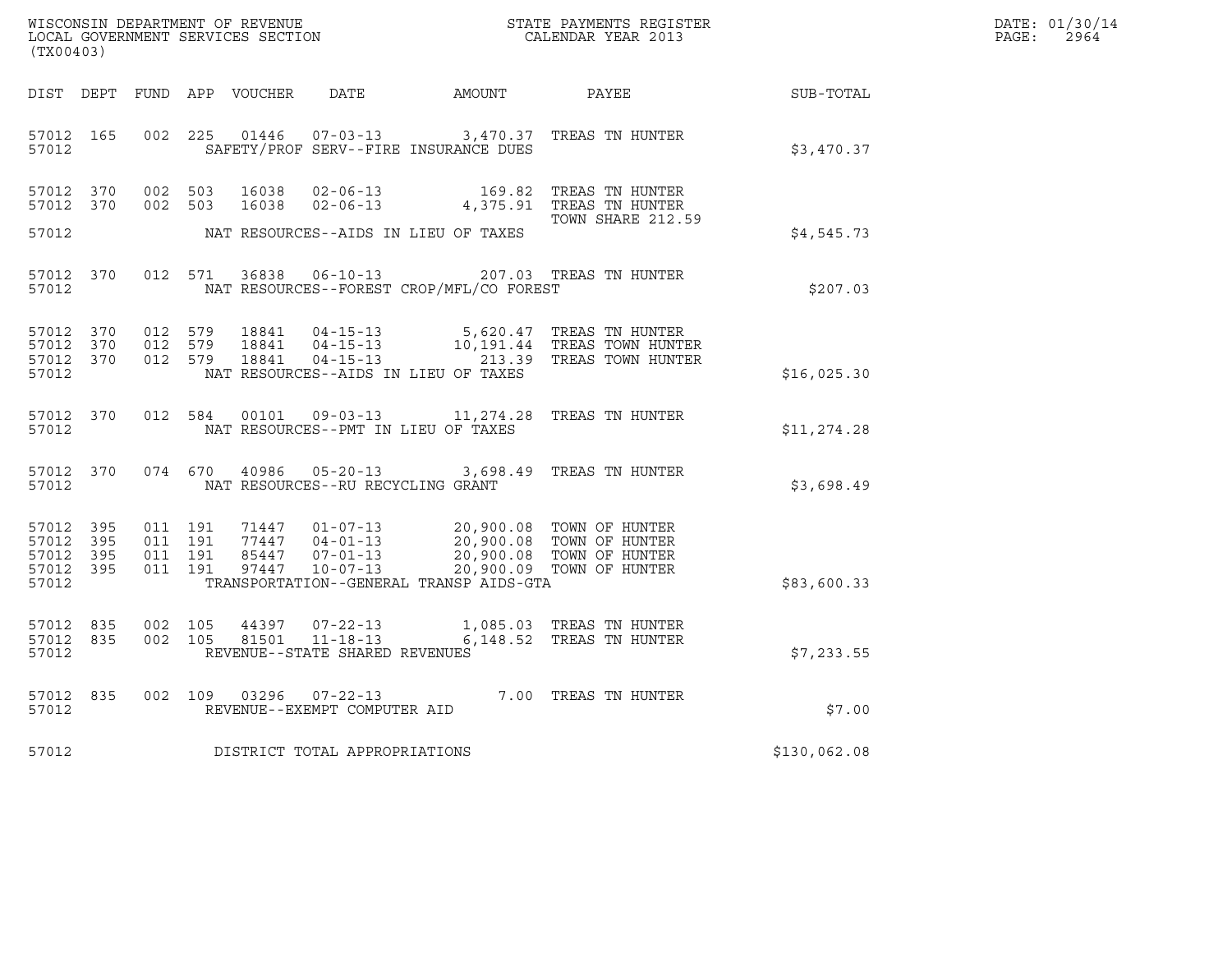WISCONSIN DEPARTMENT OF REVENUE
LOCAL GOVERNMENT SERVICES SECTION
(TX00403)

STATE PAYMENTS REGISTER
CALENDAR YEAR 2013

DATE: 01/30/14

| DIST | DEPT | FUND | APP | VOUCHER | DATE | AMOUNT | PAYEE | SUB-TOTAL |
|---|---|---|---|---|---|---|---|---|
| 57012 | 165 | 002 | 225 | 01446 | 07-03-13 | 3,470.37 | TREAS TN HUNTER | |
| 57012 | | | | | SAFETY/PROF SERV--FIRE INSURANCE DUES | | | $3,470.37 |
| 57012 | 370 | 002 | 503 | 16038 | 02-06-13 | 169.82 | TREAS TN HUNTER | |
| 57012 | 370 | 002 | 503 | 16038 | 02-06-13 | 4,375.91 | TREAS TN HUNTER TOWN SHARE 212.59 | |
| 57012 | | | | | NAT RESOURCES--AIDS IN LIEU OF TAXES | | | $4,545.73 |
| 57012 | 370 | 012 | 571 | 36838 | 06-10-13 | 207.03 | TREAS TN HUNTER | |
| 57012 | | | | | NAT RESOURCES--FOREST CROP/MFL/CO FOREST | | | $207.03 |
| 57012 | 370 | 012 | 579 | 18841 | 04-15-13 | 5,620.47 | TREAS TN HUNTER | |
| 57012 | 370 | 012 | 579 | 18841 | 04-15-13 | 10,191.44 | TREAS TOWN HUNTER | |
| 57012 | 370 | 012 | 579 | 18841 | 04-15-13 | 213.39 | TREAS TOWN HUNTER | |
| 57012 | | | | | NAT RESOURCES--AIDS IN LIEU OF TAXES | | | $16,025.30 |
| 57012 | 370 | 012 | 584 | 00101 | 09-03-13 | 11,274.28 | TREAS TN HUNTER | |
| 57012 | | | | | NAT RESOURCES--PMT IN LIEU OF TAXES | | | $11,274.28 |
| 57012 | 370 | 074 | 670 | 40986 | 05-20-13 | 3,698.49 | TREAS TN HUNTER | |
| 57012 | | | | | NAT RESOURCES--RU RECYCLING GRANT | | | $3,698.49 |
| 57012 | 395 | 011 | 191 | 71447 | 01-07-13 | 20,900.08 | TOWN OF HUNTER | |
| 57012 | 395 | 011 | 191 | 77447 | 04-01-13 | 20,900.08 | TOWN OF HUNTER | |
| 57012 | 395 | 011 | 191 | 85447 | 07-01-13 | 20,900.08 | TOWN OF HUNTER | |
| 57012 | 395 | 011 | 191 | 97447 | 10-07-13 | 20,900.09 | TOWN OF HUNTER | |
| 57012 | | | | | TRANSPORTATION--GENERAL TRANSP AIDS-GTA | | | $83,600.33 |
| 57012 | 835 | 002 | 105 | 44397 | 07-22-13 | 1,085.03 | TREAS TN HUNTER | |
| 57012 | 835 | 002 | 105 | 81501 | 11-18-13 | 6,148.52 | TREAS TN HUNTER | |
| 57012 | | | | | REVENUE--STATE SHARED REVENUES | | | $7,233.55 |
| 57012 | 835 | 002 | 109 | 03296 | 07-22-13 | 7.00 | TREAS TN HUNTER | |
| 57012 | | | | | REVENUE--EXEMPT COMPUTER AID | | | $7.00 |
| 57012 | | | | | DISTRICT TOTAL APPROPRIATIONS | | | $130,062.08 |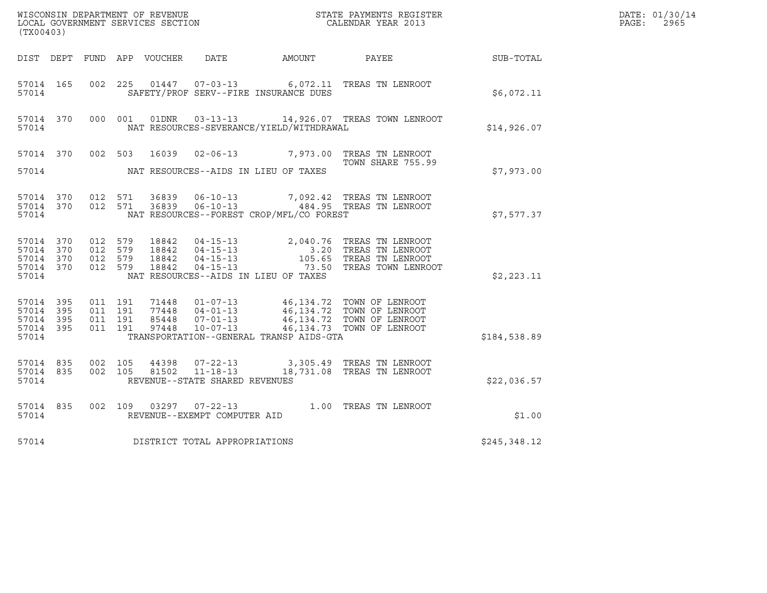WISCONSIN DEPARTMENT OF REVENUE
LOCAL GOVERNMENT SERVICES SECTION
(TX00403)

STATE PAYMENTS REGISTER
CALENDAR YEAR 2013

DATE: 01/30/14
PAGE: 2965

| DIST | DEPT | FUND | APP | VOUCHER | DATE | AMOUNT | PAYEE | SUB-TOTAL |
|---|---|---|---|---|---|---|---|---|
| 57014 | 165 | 002 | 225 | 01447 | 07-03-13 | 6,072.11 | TREAS TN LENROOT | |
| 57014 | | | | | SAFETY/PROF SERV--FIRE INSURANCE DUES | | | $6,072.11 |
| 57014 | 370 | 000 | 001 | 01DNR | 03-13-13 | 14,926.07 | TREAS TOWN LENROOT | |
| 57014 | | | | | NAT RESOURCES-SEVERANCE/YIELD/WITHDRAWAL | | | $14,926.07 |
| 57014 | 370 | 002 | 503 | 16039 | 02-06-13 | 7,973.00 | TREAS TN LENROOT TOWN SHARE 755.99 | |
| 57014 | | | | | NAT RESOURCES--AIDS IN LIEU OF TAXES | | | $7,973.00 |
| 57014 | 370 | 012 | 571 | 36839 | 06-10-13 | 7,092.42 | TREAS TN LENROOT | |
| 57014 | 370 | 012 | 571 | 36839 | 06-10-13 | 484.95 | TREAS TN LENROOT | |
| 57014 | | | | | NAT RESOURCES--FOREST CROP/MFL/CO FOREST | | | $7,577.37 |
| 57014 | 370 | 012 | 579 | 18842 | 04-15-13 | 2,040.76 | TREAS TN LENROOT | |
| 57014 | 370 | 012 | 579 | 18842 | 04-15-13 | 3.20 | TREAS TN LENROOT | |
| 57014 | 370 | 012 | 579 | 18842 | 04-15-13 | 105.65 | TREAS TN LENROOT | |
| 57014 | 370 | 012 | 579 | 18842 | 04-15-13 | 73.50 | TREAS TOWN LENROOT | |
| 57014 | | | | | NAT RESOURCES--AIDS IN LIEU OF TAXES | | | $2,223.11 |
| 57014 | 395 | 011 | 191 | 71448 | 01-07-13 | 46,134.72 | TOWN OF LENROOT | |
| 57014 | 395 | 011 | 191 | 77448 | 04-01-13 | 46,134.72 | TOWN OF LENROOT | |
| 57014 | 395 | 011 | 191 | 85448 | 07-01-13 | 46,134.72 | TOWN OF LENROOT | |
| 57014 | 395 | 011 | 191 | 97448 | 10-07-13 | 46,134.73 | TOWN OF LENROOT | |
| 57014 | | | | | TRANSPORTATION--GENERAL TRANSP AIDS-GTA | | | $184,538.89 |
| 57014 | 835 | 002 | 105 | 44398 | 07-22-13 | 3,305.49 | TREAS TN LENROOT | |
| 57014 | 835 | 002 | 105 | 81502 | 11-18-13 | 18,731.08 | TREAS TN LENROOT | |
| 57014 | | | | | REVENUE--STATE SHARED REVENUES | | | $22,036.57 |
| 57014 | 835 | 002 | 109 | 03297 | 07-22-13 | 1.00 | TREAS TN LENROOT | |
| 57014 | | | | | REVENUE--EXEMPT COMPUTER AID | | | $1.00 |
| 57014 | | | | | DISTRICT TOTAL APPROPRIATIONS | | | $245,348.12 |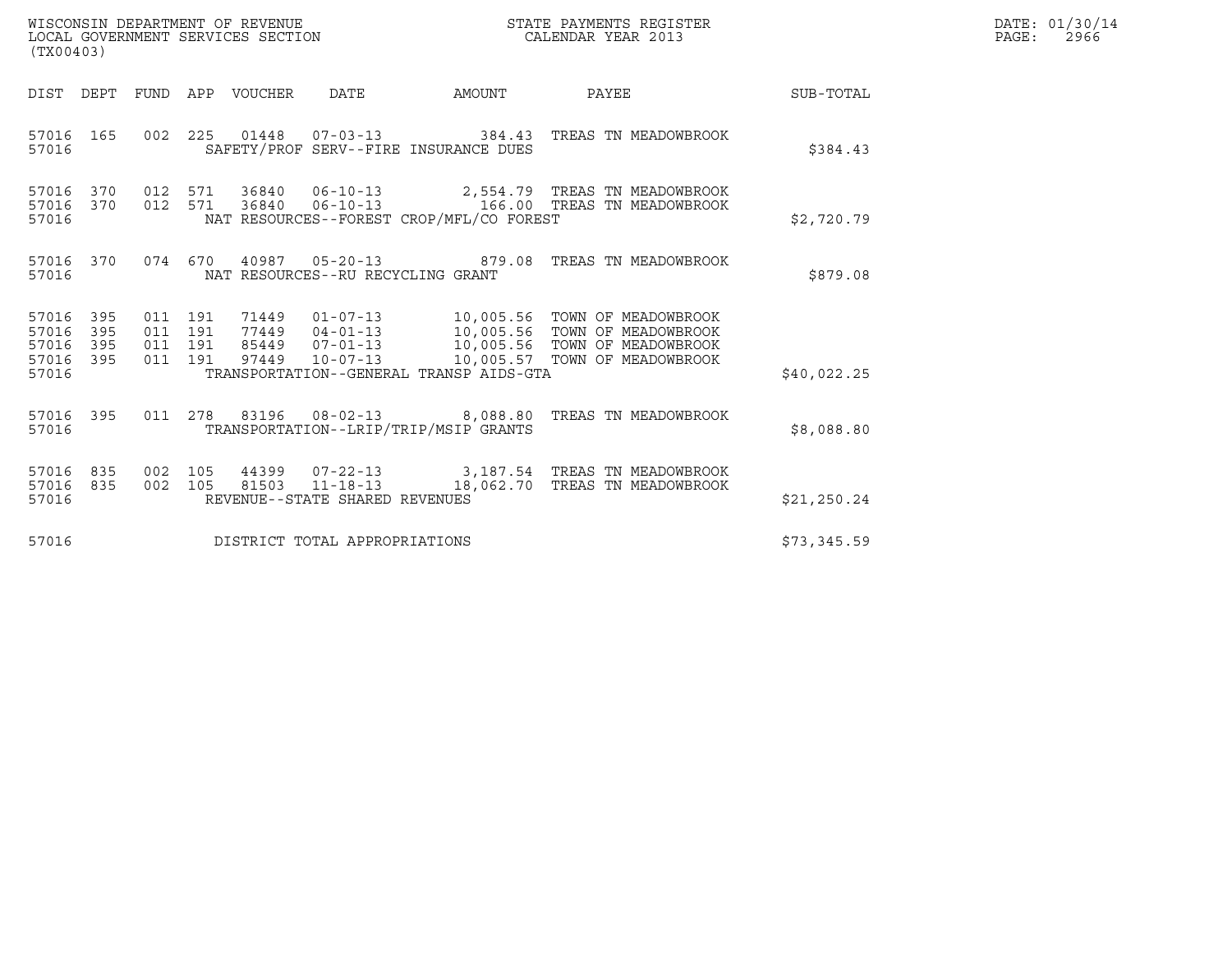WISCONSIN DEPARTMENT OF REVENUE
LOCAL GOVERNMENT SERVICES SECTION
(TX00403)

STATE PAYMENTS REGISTER
CALENDAR YEAR 2013

DATE: 01/30/14
PAGE: 2966

| DIST | DEPT | FUND | APP | VOUCHER | DATE | AMOUNT | PAYEE | SUB-TOTAL |
|---|---|---|---|---|---|---|---|---|
| 57016 | 165 | 002 | 225 | 01448 | 07-03-13 | 384.43 | TREAS TN MEADOWBROOK | |
| 57016 | | | | | SAFETY/PROF SERV--FIRE INSURANCE DUES | | | $384.43 |
| 57016 | 370 | 012 | 571 | 36840 | 06-10-13 | 2,554.79 | TREAS TN MEADOWBROOK | |
| 57016 | 370 | 012 | 571 | 36840 | 06-10-13 | 166.00 | TREAS TN MEADOWBROOK | |
| 57016 | | | | | NAT RESOURCES--FOREST CROP/MFL/CO FOREST | | | $2,720.79 |
| 57016 | 370 | 074 | 670 | 40987 | 05-20-13 | 879.08 | TREAS TN MEADOWBROOK | |
| 57016 | | | | | NAT RESOURCES--RU RECYCLING GRANT | | | $879.08 |
| 57016 | 395 | 011 | 191 | 71449 | 01-07-13 | 10,005.56 | TOWN OF MEADOWBROOK | |
| 57016 | 395 | 011 | 191 | 77449 | 04-01-13 | 10,005.56 | TOWN OF MEADOWBROOK | |
| 57016 | 395 | 011 | 191 | 85449 | 07-01-13 | 10,005.56 | TOWN OF MEADOWBROOK | |
| 57016 | 395 | 011 | 191 | 97449 | 10-07-13 | 10,005.57 | TOWN OF MEADOWBROOK | |
| 57016 | | | | | TRANSPORTATION--GENERAL TRANSP AIDS-GTA | | | $40,022.25 |
| 57016 | 395 | 011 | 278 | 83196 | 08-02-13 | 8,088.80 | TREAS TN MEADOWBROOK | |
| 57016 | | | | | TRANSPORTATION--LRIP/TRIP/MSIP GRANTS | | | $8,088.80 |
| 57016 | 835 | 002 | 105 | 44399 | 07-22-13 | 3,187.54 | TREAS TN MEADOWBROOK | |
| 57016 | 835 | 002 | 105 | 81503 | 11-18-13 | 18,062.70 | TREAS TN MEADOWBROOK | |
| 57016 | | | | | REVENUE--STATE SHARED REVENUES | | | $21,250.24 |
| 57016 | | | | | DISTRICT TOTAL APPROPRIATIONS | | | $73,345.59 |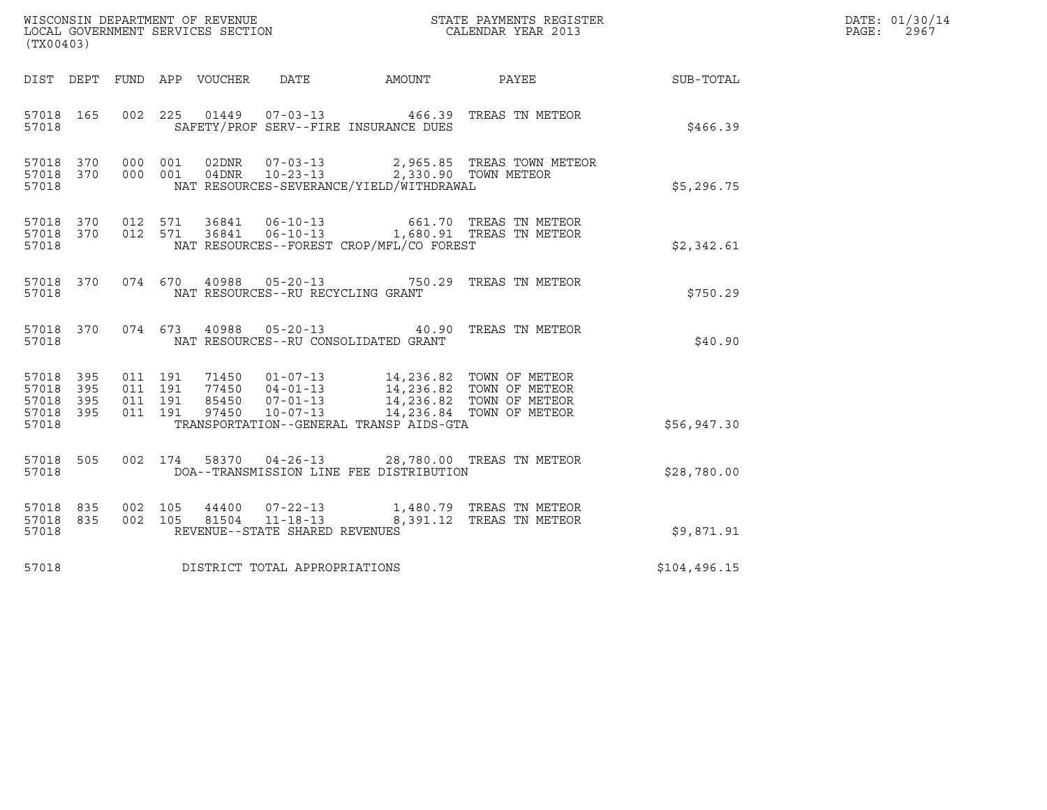WISCONSIN DEPARTMENT OF REVENUE
LOCAL GOVERNMENT SERVICES SECTION
(TX00403)

STATE PAYMENTS REGISTER
CALENDAR YEAR 2013

DATE: 01/30/14
PAGE: 2967

| DIST | DEPT | FUND | APP | VOUCHER | DATE | AMOUNT | PAYEE | SUB-TOTAL |
|---|---|---|---|---|---|---|---|---|
| 57018 | 165 | 002 | 225 | 01449 | 07-03-13 | 466.39 | TREAS TN METEOR | |
| 57018 | | | | | SAFETY/PROF SERV--FIRE INSURANCE DUES | | | $466.39 |
| 57018 | 370 | 000 | 001 | 02DNR | 07-03-13 | 2,965.85 | TREAS TOWN METEOR | |
| 57018 | 370 | 000 | 001 | 04DNR | 10-23-13 | 2,330.90 | TOWN METEOR | |
| 57018 | | | | | NAT RESOURCES-SEVERANCE/YIELD/WITHDRAWAL | | | $5,296.75 |
| 57018 | 370 | 012 | 571 | 36841 | 06-10-13 | 661.70 | TREAS TN METEOR | |
| 57018 | 370 | 012 | 571 | 36841 | 06-10-13 | 1,680.91 | TREAS TN METEOR | |
| 57018 | | | | | NAT RESOURCES--FOREST CROP/MFL/CO FOREST | | | $2,342.61 |
| 57018 | 370 | 074 | 670 | 40988 | 05-20-13 | 750.29 | TREAS TN METEOR | |
| 57018 | | | | | NAT RESOURCES--RU RECYCLING GRANT | | | $750.29 |
| 57018 | 370 | 074 | 673 | 40988 | 05-20-13 | 40.90 | TREAS TN METEOR | |
| 57018 | | | | | NAT RESOURCES--RU CONSOLIDATED GRANT | | | $40.90 |
| 57018 | 395 | 011 | 191 | 71450 | 01-07-13 | 14,236.82 | TOWN OF METEOR | |
| 57018 | 395 | 011 | 191 | 77450 | 04-01-13 | 14,236.82 | TOWN OF METEOR | |
| 57018 | 395 | 011 | 191 | 85450 | 07-01-13 | 14,236.82 | TOWN OF METEOR | |
| 57018 | 395 | 011 | 191 | 97450 | 10-07-13 | 14,236.84 | TOWN OF METEOR | |
| 57018 | | | | | TRANSPORTATION--GENERAL TRANSP AIDS-GTA | | | $56,947.30 |
| 57018 | 505 | 002 | 174 | 58370 | 04-26-13 | 28,780.00 | TREAS TN METEOR | |
| 57018 | | | | | DOA--TRANSMISSION LINE FEE DISTRIBUTION | | | $28,780.00 |
| 57018 | 835 | 002 | 105 | 44400 | 07-22-13 | 1,480.79 | TREAS TN METEOR | |
| 57018 | 835 | 002 | 105 | 81504 | 11-18-13 | 8,391.12 | TREAS TN METEOR | |
| 57018 | | | | | REVENUE--STATE SHARED REVENUES | | | $9,871.91 |
| 57018 | | | | | DISTRICT TOTAL APPROPRIATIONS | | | $104,496.15 |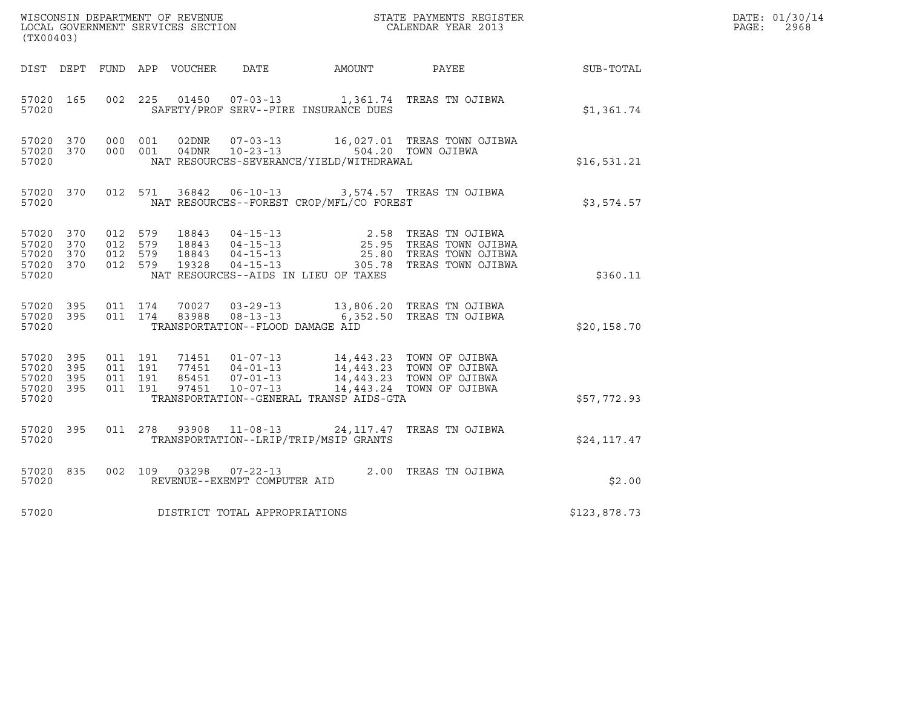WISCONSIN DEPARTMENT OF REVENUE
LOCAL GOVERNMENT SERVICES SECTION
(TX00403)

STATE PAYMENTS REGISTER
CALENDAR YEAR 2013

DATE: 01/30/14
PAGE: 2968

| DIST | DEPT | FUND | APP | VOUCHER | DATE | AMOUNT | PAYEE | SUB-TOTAL |
|---|---|---|---|---|---|---|---|---|
| 57020 | 165 | 002 | 225 | 01450 | 07-03-13 | 1,361.74 | TREAS TN OJIBWA | |
| 57020 | | | | SAFETY/PROF SERV--FIRE INSURANCE DUES | | | | $1,361.74 |
| 57020 | 370 | 000 | 001 | 02DNR | 07-03-13 | 16,027.01 | TREAS TOWN OJIBWA | |
| 57020 | 370 | 000 | 001 | 04DNR | 10-23-13 | 504.20 | TOWN OJIBWA | |
| 57020 | | | | NAT RESOURCES-SEVERANCE/YIELD/WITHDRAWAL | | | | $16,531.21 |
| 57020 | 370 | 012 | 571 | 36842 | 06-10-13 | 3,574.57 | TREAS TN OJIBWA | |
| 57020 | | | | NAT RESOURCES--FOREST CROP/MFL/CO FOREST | | | | $3,574.57 |
| 57020 | 370 | 012 | 579 | 18843 | 04-15-13 | 2.58 | TREAS TN OJIBWA | |
| 57020 | 370 | 012 | 579 | 18843 | 04-15-13 | 25.95 | TREAS TOWN OJIBWA | |
| 57020 | 370 | 012 | 579 | 18843 | 04-15-13 | 25.80 | TREAS TOWN OJIBWA | |
| 57020 | 370 | 012 | 579 | 19328 | 04-15-13 | 305.78 | TREAS TOWN OJIBWA | |
| 57020 | | | | NAT RESOURCES--AIDS IN LIEU OF TAXES | | | | $360.11 |
| 57020 | 395 | 011 | 174 | 70027 | 03-29-13 | 13,806.20 | TREAS TN OJIBWA | |
| 57020 | 395 | 011 | 174 | 83988 | 08-13-13 | 6,352.50 | TREAS TN OJIBWA | |
| 57020 | | | | TRANSPORTATION--FLOOD DAMAGE AID | | | | $20,158.70 |
| 57020 | 395 | 011 | 191 | 71451 | 01-07-13 | 14,443.23 | TOWN OF OJIBWA | |
| 57020 | 395 | 011 | 191 | 77451 | 04-01-13 | 14,443.23 | TOWN OF OJIBWA | |
| 57020 | 395 | 011 | 191 | 85451 | 07-01-13 | 14,443.23 | TOWN OF OJIBWA | |
| 57020 | 395 | 011 | 191 | 97451 | 10-07-13 | 14,443.24 | TOWN OF OJIBWA | |
| 57020 | | | | TRANSPORTATION--GENERAL TRANSP AIDS-GTA | | | | $57,772.93 |
| 57020 | 395 | 011 | 278 | 93908 | 11-08-13 | 24,117.47 | TREAS TN OJIBWA | |
| 57020 | | | | TRANSPORTATION--LRIP/TRIP/MSIP GRANTS | | | | $24,117.47 |
| 57020 | 835 | 002 | 109 | 03298 | 07-22-13 | 2.00 | TREAS TN OJIBWA | |
| 57020 | | | | REVENUE--EXEMPT COMPUTER AID | | | | $2.00 |
| 57020 | | | | DISTRICT TOTAL APPROPRIATIONS | | | | $123,878.73 |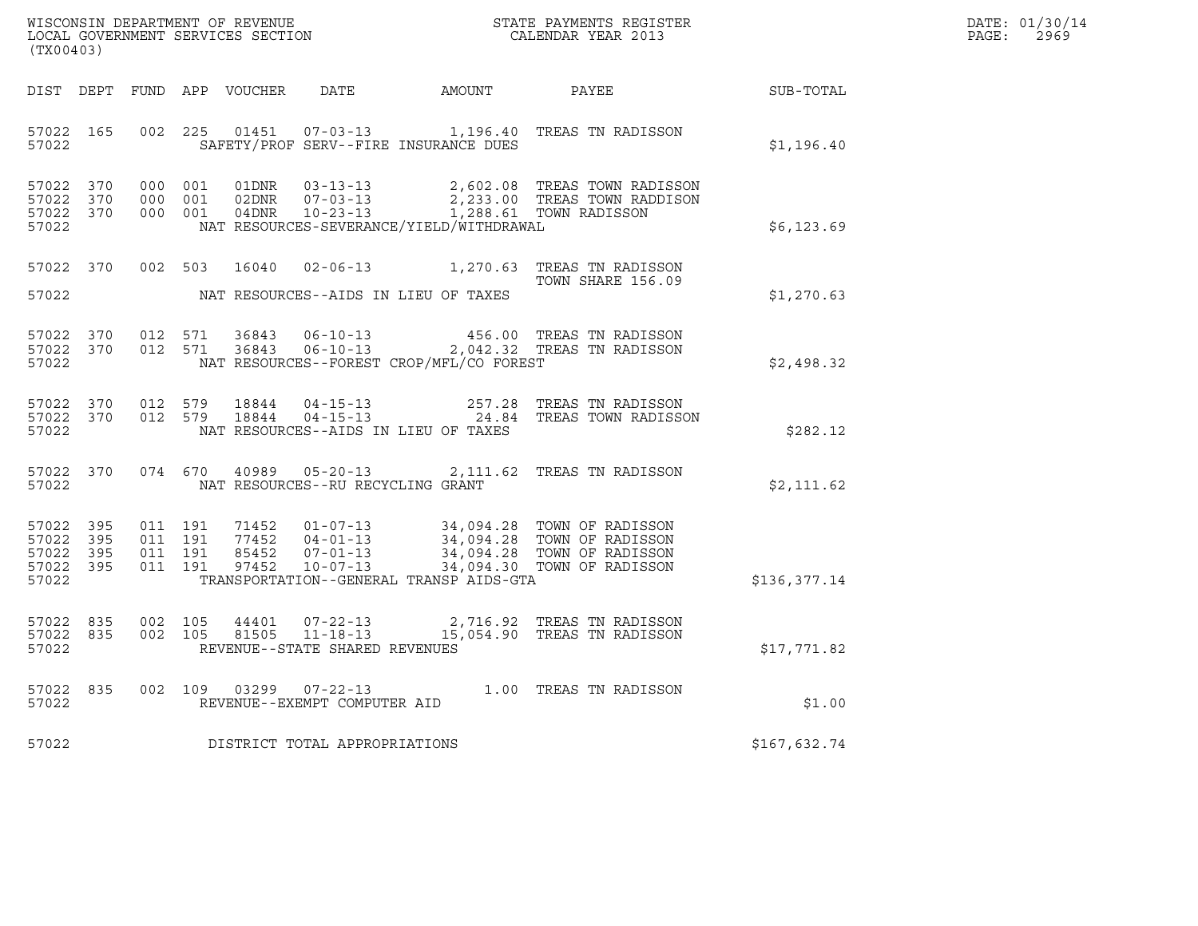WISCONSIN DEPARTMENT OF REVENUE
LOCAL GOVERNMENT SERVICES SECTION
(TX00403)

STATE PAYMENTS REGISTER
CALENDAR YEAR 2013

DATE: 01/30/14
PAGE: 2969

| DIST | DEPT | FUND | APP | VOUCHER | DATE | AMOUNT | PAYEE | SUB-TOTAL |
|---|---|---|---|---|---|---|---|---|
| 57022 | 165 | 002 | 225 | 01451 | 07-03-13 | 1,196.40 | TREAS TN RADISSON | |
| 57022 | | | | | SAFETY/PROF SERV--FIRE INSURANCE DUES | | | $1,196.40 |
| 57022 | 370 | 000 | 001 | 01DNR | 03-13-13 | 2,602.08 | TREAS TOWN RADISSON | |
| 57022 | 370 | 000 | 001 | 02DNR | 07-03-13 | 2,233.00 | TREAS TOWN RADDISON | |
| 57022 | 370 | 000 | 001 | 04DNR | 10-23-13 | 1,288.61 | TOWN RADISSON | |
| 57022 | | | | | NAT RESOURCES-SEVERANCE/YIELD/WITHDRAWAL | | | $6,123.69 |
| 57022 | 370 | 002 | 503 | 16040 | 02-06-13 | 1,270.63 | TREAS TN RADISSON TOWN SHARE 156.09 | |
| 57022 | | | | | NAT RESOURCES--AIDS IN LIEU OF TAXES | | | $1,270.63 |
| 57022 | 370 | 012 | 571 | 36843 | 06-10-13 | 456.00 | TREAS TN RADISSON | |
| 57022 | 370 | 012 | 571 | 36843 | 06-10-13 | 2,042.32 | TREAS TN RADISSON | |
| 57022 | | | | | NAT RESOURCES--FOREST CROP/MFL/CO FOREST | | | $2,498.32 |
| 57022 | 370 | 012 | 579 | 18844 | 04-15-13 | 257.28 | TREAS TN RADISSON | |
| 57022 | 370 | 012 | 579 | 18844 | 04-15-13 | 24.84 | TREAS TOWN RADISSON | |
| 57022 | | | | | NAT RESOURCES--AIDS IN LIEU OF TAXES | | | $282.12 |
| 57022 | 370 | 074 | 670 | 40989 | 05-20-13 | 2,111.62 | TREAS TN RADISSON | |
| 57022 | | | | | NAT RESOURCES--RU RECYCLING GRANT | | | $2,111.62 |
| 57022 | 395 | 011 | 191 | 71452 | 01-07-13 | 34,094.28 | TOWN OF RADISSON | |
| 57022 | 395 | 011 | 191 | 77452 | 04-01-13 | 34,094.28 | TOWN OF RADISSON | |
| 57022 | 395 | 011 | 191 | 85452 | 07-01-13 | 34,094.28 | TOWN OF RADISSON | |
| 57022 | 395 | 011 | 191 | 97452 | 10-07-13 | 34,094.30 | TOWN OF RADISSON | |
| 57022 | | | | | TRANSPORTATION--GENERAL TRANSP AIDS-GTA | | | $136,377.14 |
| 57022 | 835 | 002 | 105 | 44401 | 07-22-13 | 2,716.92 | TREAS TN RADISSON | |
| 57022 | 835 | 002 | 105 | 81505 | 11-18-13 | 15,054.90 | TREAS TN RADISSON | |
| 57022 | | | | | REVENUE--STATE SHARED REVENUES | | | $17,771.82 |
| 57022 | 835 | 002 | 109 | 03299 | 07-22-13 | 1.00 | TREAS TN RADISSON | |
| 57022 | | | | | REVENUE--EXEMPT COMPUTER AID | | | $1.00 |
| 57022 | | | | | DISTRICT TOTAL APPROPRIATIONS | | | $167,632.74 |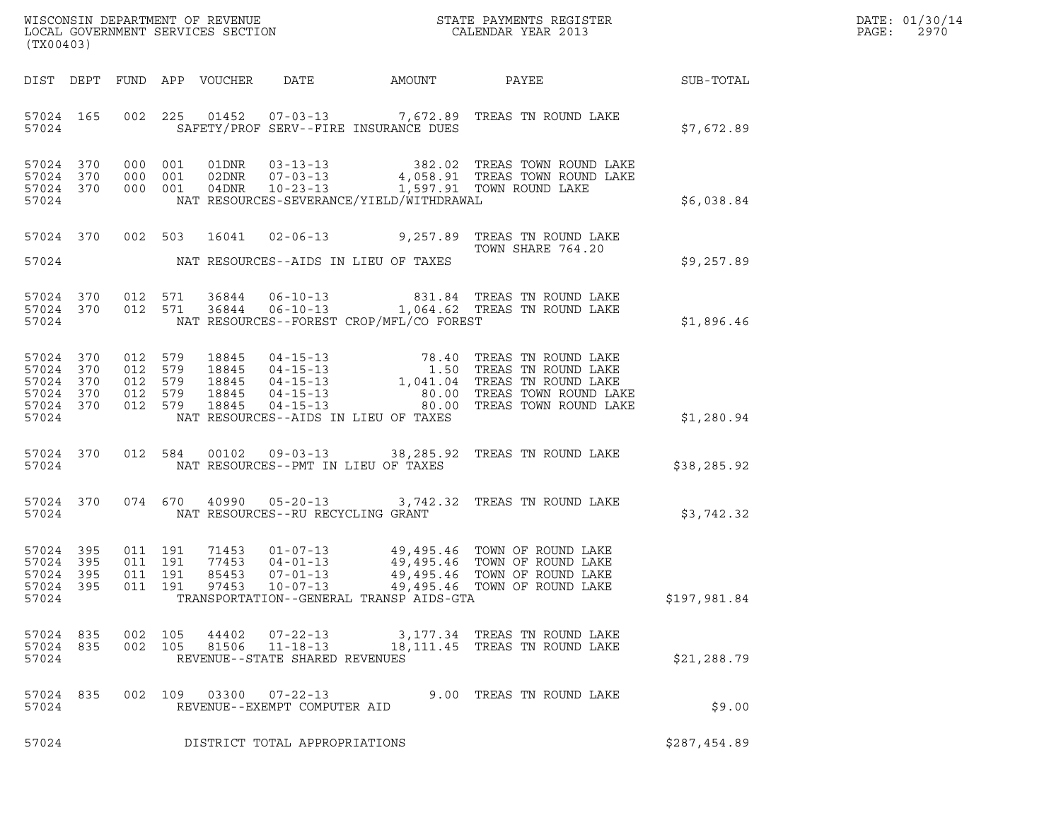WISCONSIN DEPARTMENT OF REVENUE
LOCAL GOVERNMENT SERVICES SECTION
(TX00403)

STATE PAYMENTS REGISTER
CALENDAR YEAR 2013

DATE: 01/30/14

| DIST | DEPT | FUND | APP | VOUCHER | DATE | AMOUNT | PAYEE | SUB-TOTAL |
|---|---|---|---|---|---|---|---|---|
| 57024 | 165 | 002 | 225 | 01452 | 07-03-13 | 7,672.89 | TREAS TN ROUND LAKE | |
| 57024 | | | | SAFETY/PROF SERV--FIRE INSURANCE DUES | | | | $7,672.89 |
| 57024 | 370 | 000 | 001 | 01DNR | 03-13-13 | 382.02 | TREAS TOWN ROUND LAKE | |
| 57024 | 370 | 000 | 001 | 02DNR | 07-03-13 | 4,058.91 | TREAS TOWN ROUND LAKE | |
| 57024 | 370 | 000 | 001 | 04DNR | 10-23-13 | 1,597.91 | TOWN ROUND LAKE | |
| 57024 | | | | NAT RESOURCES-SEVERANCE/YIELD/WITHDRAWAL | | | | $6,038.84 |
| 57024 | 370 | 002 | 503 | 16041 | 02-06-13 | 9,257.89 | TREAS TN ROUND LAKE TOWN SHARE 764.20 | |
| 57024 | | | | NAT RESOURCES--AIDS IN LIEU OF TAXES | | | | $9,257.89 |
| 57024 | 370 | 012 | 571 | 36844 | 06-10-13 | 831.84 | TREAS TN ROUND LAKE | |
| 57024 | 370 | 012 | 571 | 36844 | 06-10-13 | 1,064.62 | TREAS TN ROUND LAKE | |
| 57024 | | | | NAT RESOURCES--FOREST CROP/MFL/CO FOREST | | | | $1,896.46 |
| 57024 | 370 | 012 | 579 | 18845 | 04-15-13 | 78.40 | TREAS TN ROUND LAKE | |
| 57024 | 370 | 012 | 579 | 18845 | 04-15-13 | 1.50 | TREAS TN ROUND LAKE | |
| 57024 | 370 | 012 | 579 | 18845 | 04-15-13 | 1,041.04 | TREAS TN ROUND LAKE | |
| 57024 | 370 | 012 | 579 | 18845 | 04-15-13 | 80.00 | TREAS TOWN ROUND LAKE | |
| 57024 | 370 | 012 | 579 | 18845 | 04-15-13 | 80.00 | TREAS TOWN ROUND LAKE | |
| 57024 | | | | NAT RESOURCES--AIDS IN LIEU OF TAXES | | | | $1,280.94 |
| 57024 | 370 | 012 | 584 | 00102 | 09-03-13 | 38,285.92 | TREAS TN ROUND LAKE | |
| 57024 | | | | NAT RESOURCES--PMT IN LIEU OF TAXES | | | | $38,285.92 |
| 57024 | 370 | 074 | 670 | 40990 | 05-20-13 | 3,742.32 | TREAS TN ROUND LAKE | |
| 57024 | | | | NAT RESOURCES--RU RECYCLING GRANT | | | | $3,742.32 |
| 57024 | 395 | 011 | 191 | 71453 | 01-07-13 | 49,495.46 | TOWN OF ROUND LAKE | |
| 57024 | 395 | 011 | 191 | 77453 | 04-01-13 | 49,495.46 | TOWN OF ROUND LAKE | |
| 57024 | 395 | 011 | 191 | 85453 | 07-01-13 | 49,495.46 | TOWN OF ROUND LAKE | |
| 57024 | 395 | 011 | 191 | 97453 | 10-07-13 | 49,495.46 | TOWN OF ROUND LAKE | |
| 57024 | | | | TRANSPORTATION--GENERAL TRANSP AIDS-GTA | | | | $197,981.84 |
| 57024 | 835 | 002 | 105 | 44402 | 07-22-13 | 3,177.34 | TREAS TN ROUND LAKE | |
| 57024 | 835 | 002 | 105 | 81506 | 11-18-13 | 18,111.45 | TREAS TN ROUND LAKE | |
| 57024 | | | | REVENUE--STATE SHARED REVENUES | | | | $21,288.79 |
| 57024 | 835 | 002 | 109 | 03300 | 07-22-13 | 9.00 | TREAS TN ROUND LAKE | |
| 57024 | | | | REVENUE--EXEMPT COMPUTER AID | | | | $9.00 |
| 57024 | | | | DISTRICT TOTAL APPROPRIATIONS | | | | $287,454.89 |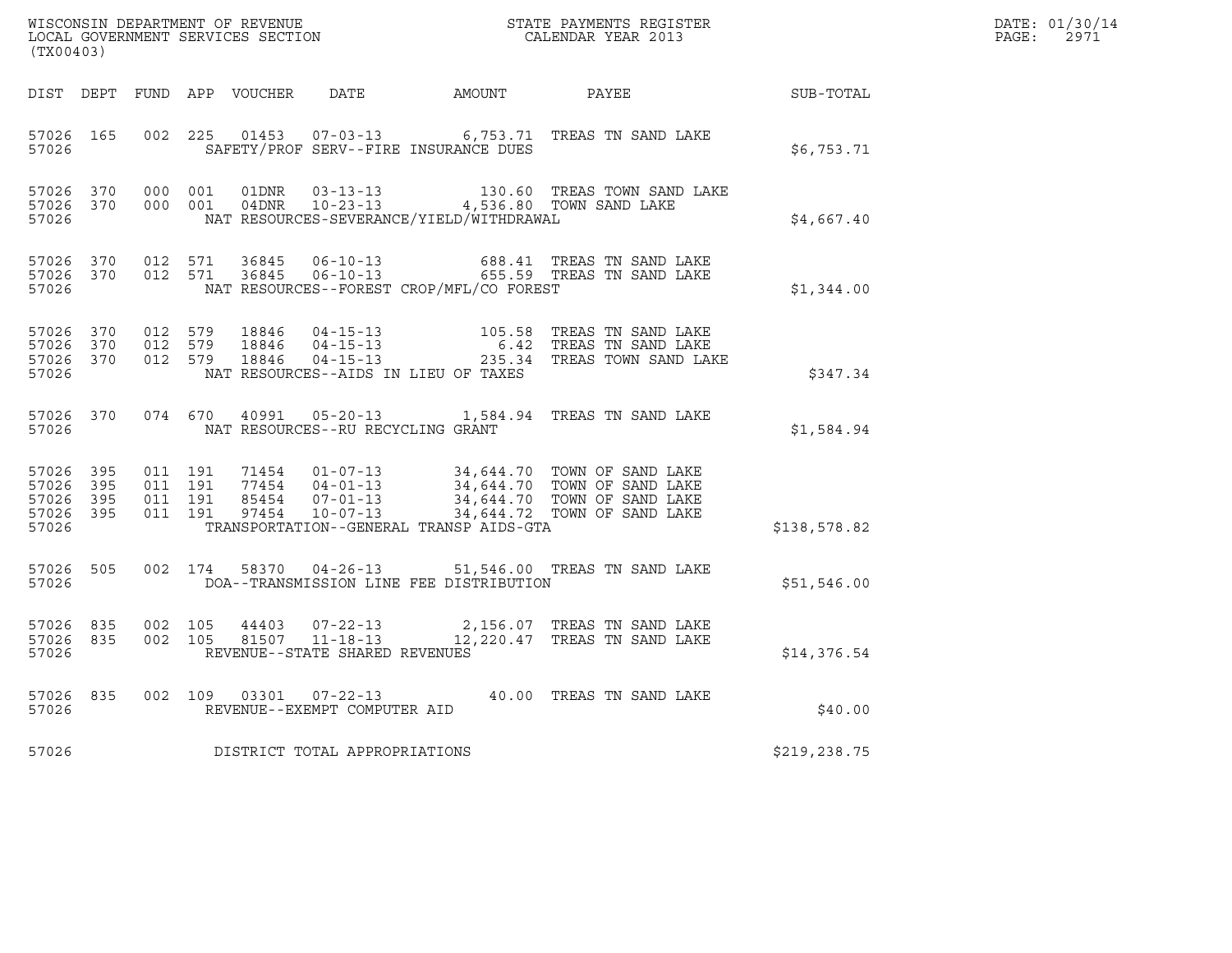WISCONSIN DEPARTMENT OF REVENUE
LOCAL GOVERNMENT SERVICES SECTION
(TX00403)

STATE PAYMENTS REGISTER
CALENDAR YEAR 2013

DATE: 01/30/14
PAGE: 2971

| DIST | DEPT | FUND | APP | VOUCHER | DATE | AMOUNT | PAYEE | SUB-TOTAL |
|---|---|---|---|---|---|---|---|---|
| 57026 | 165 | 002 | 225 | 01453 | 07-03-13 | 6,753.71 | TREAS TN SAND LAKE | |
| 57026 | | | | SAFETY/PROF SERV--FIRE INSURANCE DUES | | | | $6,753.71 |
| 57026 | 370 | 000 | 001 | 01DNR | 03-13-13 | 130.60 | TREAS TOWN SAND LAKE | |
| 57026 | 370 | 000 | 001 | 04DNR | 10-23-13 | 4,536.80 | TOWN SAND LAKE | |
| 57026 | | | | NAT RESOURCES-SEVERANCE/YIELD/WITHDRAWAL | | | | $4,667.40 |
| 57026 | 370 | 012 | 571 | 36845 | 06-10-13 | 688.41 | TREAS TN SAND LAKE | |
| 57026 | 370 | 012 | 571 | 36845 | 06-10-13 | 655.59 | TREAS TN SAND LAKE | |
| 57026 | | | | NAT RESOURCES--FOREST CROP/MFL/CO FOREST | | | | $1,344.00 |
| 57026 | 370 | 012 | 579 | 18846 | 04-15-13 | 105.58 | TREAS TN SAND LAKE | |
| 57026 | 370 | 012 | 579 | 18846 | 04-15-13 | 6.42 | TREAS TN SAND LAKE | |
| 57026 | 370 | 012 | 579 | 18846 | 04-15-13 | 235.34 | TREAS TOWN SAND LAKE | |
| 57026 | | | | NAT RESOURCES--AIDS IN LIEU OF TAXES | | | | $347.34 |
| 57026 | 370 | 074 | 670 | 40991 | 05-20-13 | 1,584.94 | TREAS TN SAND LAKE | |
| 57026 | | | | NAT RESOURCES--RU RECYCLING GRANT | | | | $1,584.94 |
| 57026 | 395 | 011 | 191 | 71454 | 01-07-13 | 34,644.70 | TOWN OF SAND LAKE | |
| 57026 | 395 | 011 | 191 | 77454 | 04-01-13 | 34,644.70 | TOWN OF SAND LAKE | |
| 57026 | 395 | 011 | 191 | 85454 | 07-01-13 | 34,644.70 | TOWN OF SAND LAKE | |
| 57026 | 395 | 011 | 191 | 97454 | 10-07-13 | 34,644.72 | TOWN OF SAND LAKE | |
| 57026 | | | | TRANSPORTATION--GENERAL TRANSP AIDS-GTA | | | | $138,578.82 |
| 57026 | 505 | 002 | 174 | 58370 | 04-26-13 | 51,546.00 | TREAS TN SAND LAKE | |
| 57026 | | | | DOA--TRANSMISSION LINE FEE DISTRIBUTION | | | | $51,546.00 |
| 57026 | 835 | 002 | 105 | 44403 | 07-22-13 | 2,156.07 | TREAS TN SAND LAKE | |
| 57026 | 835 | 002 | 105 | 81507 | 11-18-13 | 12,220.47 | TREAS TN SAND LAKE | |
| 57026 | | | | REVENUE--STATE SHARED REVENUES | | | | $14,376.54 |
| 57026 | 835 | 002 | 109 | 03301 | 07-22-13 | 40.00 | TREAS TN SAND LAKE | |
| 57026 | | | | REVENUE--EXEMPT COMPUTER AID | | | | $40.00 |
| 57026 | | | | DISTRICT TOTAL APPROPRIATIONS | | | | $219,238.75 |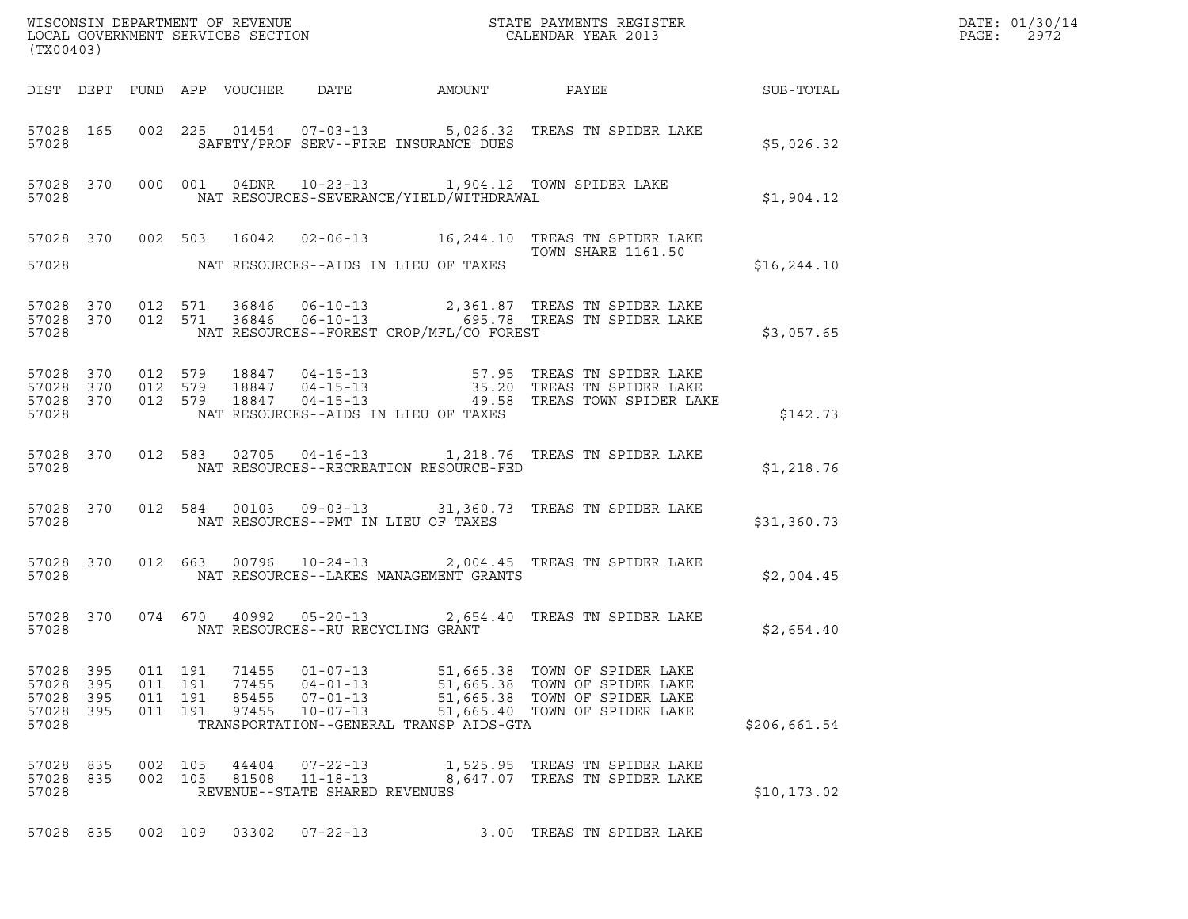WISCONSIN DEPARTMENT OF REVENUE
LOCAL GOVERNMENT SERVICES SECTION
(TX00403)

STATE PAYMENTS REGISTER
CALENDAR YEAR 2013

DATE: 01/30/14

| DIST | DEPT | FUND | APP | VOUCHER | DATE | AMOUNT | PAYEE | SUB-TOTAL |
|---|---|---|---|---|---|---|---|---|
| 57028 | 165 | 002 | 225 | 01454 | 07-03-13 | 5,026.32 | TREAS TN SPIDER LAKE | |
| 57028 | | | | | SAFETY/PROF SERV--FIRE INSURANCE DUES | | | $5,026.32 |
| 57028 | 370 | 000 | 001 | 04DNR | 10-23-13 | 1,904.12 | TOWN SPIDER LAKE | |
| 57028 | | | | | NAT RESOURCES-SEVERANCE/YIELD/WITHDRAWAL | | | $1,904.12 |
| 57028 | 370 | 002 | 503 | 16042 | 02-06-13 | 16,244.10 | TREAS TN SPIDER LAKE TOWN SHARE 1161.50 | |
| 57028 | | | | | NAT RESOURCES--AIDS IN LIEU OF TAXES | | | $16,244.10 |
| 57028 | 370 | 012 | 571 | 36846 | 06-10-13 | 2,361.87 | TREAS TN SPIDER LAKE | |
| 57028 | 370 | 012 | 571 | 36846 | 06-10-13 | 695.78 | TREAS TN SPIDER LAKE | |
| 57028 | | | | | NAT RESOURCES--FOREST CROP/MFL/CO FOREST | | | $3,057.65 |
| 57028 | 370 | 012 | 579 | 18847 | 04-15-13 | 57.95 | TREAS TN SPIDER LAKE | |
| 57028 | 370 | 012 | 579 | 18847 | 04-15-13 | 35.20 | TREAS TN SPIDER LAKE | |
| 57028 | 370 | 012 | 579 | 18847 | 04-15-13 | 49.58 | TREAS TOWN SPIDER LAKE | |
| 57028 | | | | | NAT RESOURCES--AIDS IN LIEU OF TAXES | | | $142.73 |
| 57028 | 370 | 012 | 583 | 02705 | 04-16-13 | 1,218.76 | TREAS TN SPIDER LAKE | |
| 57028 | | | | | NAT RESOURCES--RECREATION RESOURCE-FED | | | $1,218.76 |
| 57028 | 370 | 012 | 584 | 00103 | 09-03-13 | 31,360.73 | TREAS TN SPIDER LAKE | |
| 57028 | | | | | NAT RESOURCES--PMT IN LIEU OF TAXES | | | $31,360.73 |
| 57028 | 370 | 012 | 663 | 00796 | 10-24-13 | 2,004.45 | TREAS TN SPIDER LAKE | |
| 57028 | | | | | NAT RESOURCES--LAKES MANAGEMENT GRANTS | | | $2,004.45 |
| 57028 | 370 | 074 | 670 | 40992 | 05-20-13 | 2,654.40 | TREAS TN SPIDER LAKE | |
| 57028 | | | | | NAT RESOURCES--RU RECYCLING GRANT | | | $2,654.40 |
| 57028 | 395 | 011 | 191 | 71455 | 01-07-13 | 51,665.38 | TOWN OF SPIDER LAKE | |
| 57028 | 395 | 011 | 191 | 77455 | 04-01-13 | 51,665.38 | TOWN OF SPIDER LAKE | |
| 57028 | 395 | 011 | 191 | 85455 | 07-01-13 | 51,665.38 | TOWN OF SPIDER LAKE | |
| 57028 | 395 | 011 | 191 | 97455 | 10-07-13 | 51,665.40 | TOWN OF SPIDER LAKE | |
| 57028 | | | | | TRANSPORTATION--GENERAL TRANSP AIDS-GTA | | | $206,661.54 |
| 57028 | 835 | 002 | 105 | 44404 | 07-22-13 | 1,525.95 | TREAS TN SPIDER LAKE | |
| 57028 | 835 | 002 | 105 | 81508 | 11-18-13 | 8,647.07 | TREAS TN SPIDER LAKE | |
| 57028 | | | | | REVENUE--STATE SHARED REVENUES | | | $10,173.02 |
| 57028 | 835 | 002 | 109 | 03302 | 07-22-13 | 3.00 | TREAS TN SPIDER LAKE | |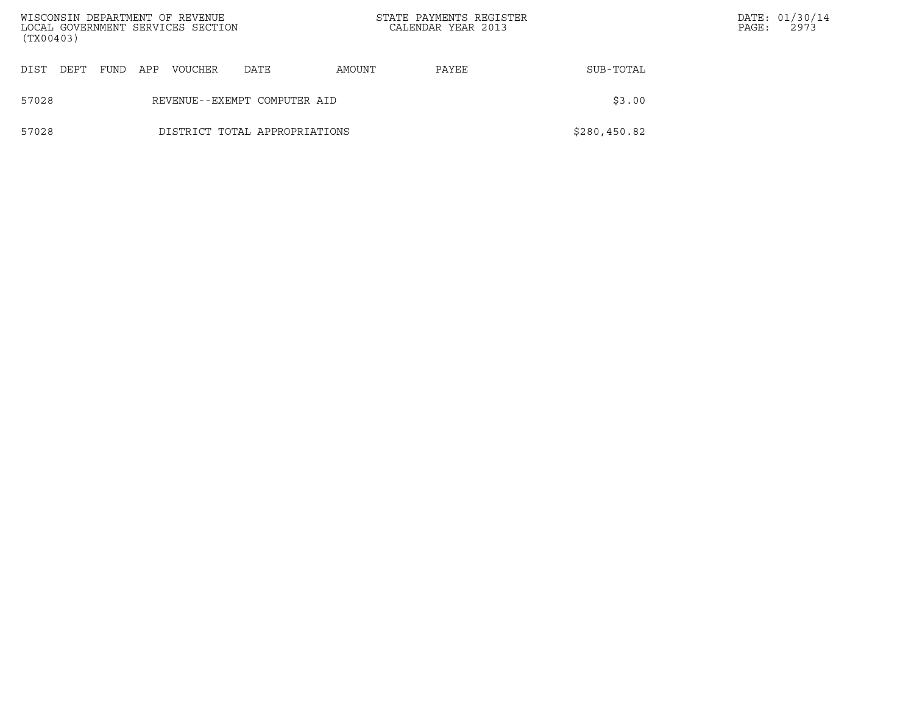| DIST | DEPT | FUND | APP | VOUCHER | DATE | AMOUNT | PAYEE | SUB-TOTAL |
|---|---|---|---|---|---|---|---|---|
| 57028 | | | | REVENUE--EXEMPT COMPUTER AID | | | | $3.00 |
| 57028 | | | | DISTRICT TOTAL APPROPRIATIONS | | | | $280,450.82 |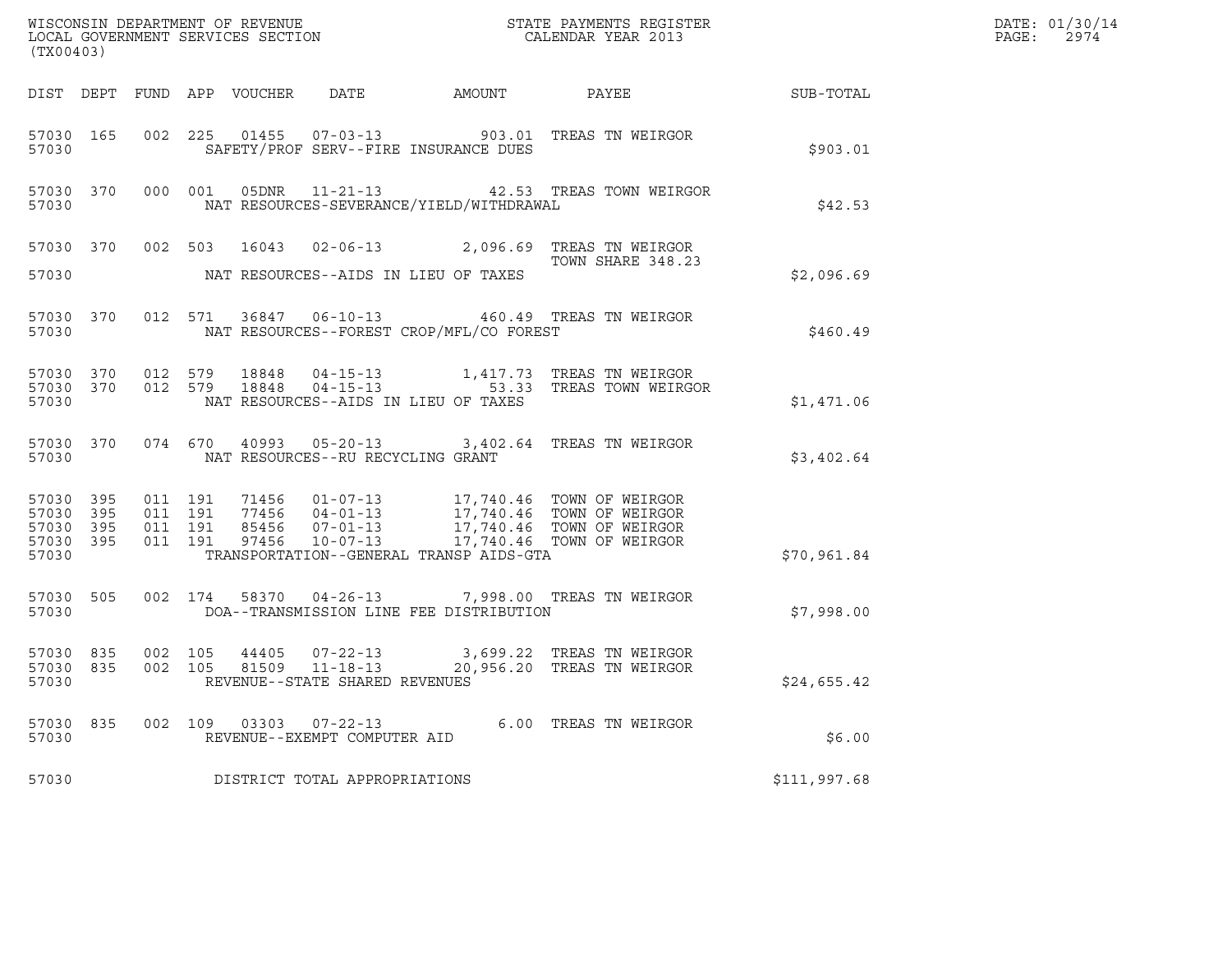WISCONSIN DEPARTMENT OF REVENUE
LOCAL GOVERNMENT SERVICES SECTION
(TX00403)

STATE PAYMENTS REGISTER
CALENDAR YEAR 2013

DATE: 01/30/14
PAGE: 2974

| DIST | DEPT | FUND | APP | VOUCHER | DATE | AMOUNT | PAYEE | SUB-TOTAL |
|---|---|---|---|---|---|---|---|---|
| 57030 | 165 | 002 | 225 | 01455 | 07-03-13 | 903.01 | TREAS TN WEIRGOR | |
| 57030 | | | | SAFETY/PROF SERV--FIRE INSURANCE DUES | | | | $903.01 |
| 57030 | 370 | 000 | 001 | 05DNR | 11-21-13 | 42.53 | TREAS TOWN WEIRGOR | |
| 57030 | | | | NAT RESOURCES-SEVERANCE/YIELD/WITHDRAWAL | | | | $42.53 |
| 57030 | 370 | 002 | 503 | 16043 | 02-06-13 | 2,096.69 | TREAS TN WEIRGOR TOWN SHARE 348.23 | |
| 57030 | | | | NAT RESOURCES--AIDS IN LIEU OF TAXES | | | | $2,096.69 |
| 57030 | 370 | 012 | 571 | 36847 | 06-10-13 | 460.49 | TREAS TN WEIRGOR | |
| 57030 | | | | NAT RESOURCES--FOREST CROP/MFL/CO FOREST | | | | $460.49 |
| 57030 | 370 | 012 | 579 | 18848 | 04-15-13 | 1,417.73 | TREAS TN WEIRGOR | |
| 57030 | 370 | 012 | 579 | 18848 | 04-15-13 | 53.33 | TREAS TOWN WEIRGOR | |
| 57030 | | | | NAT RESOURCES--AIDS IN LIEU OF TAXES | | | | $1,471.06 |
| 57030 | 370 | 074 | 670 | 40993 | 05-20-13 | 3,402.64 | TREAS TN WEIRGOR | |
| 57030 | | | | NAT RESOURCES--RU RECYCLING GRANT | | | | $3,402.64 |
| 57030 | 395 | 011 | 191 | 71456 | 01-07-13 | 17,740.46 | TOWN OF WEIRGOR | |
| 57030 | 395 | 011 | 191 | 77456 | 04-01-13 | 17,740.46 | TOWN OF WEIRGOR | |
| 57030 | 395 | 011 | 191 | 85456 | 07-01-13 | 17,740.46 | TOWN OF WEIRGOR | |
| 57030 | 395 | 011 | 191 | 97456 | 10-07-13 | 17,740.46 | TOWN OF WEIRGOR | |
| 57030 | | | | TRANSPORTATION--GENERAL TRANSP AIDS-GTA | | | | $70,961.84 |
| 57030 | 505 | 002 | 174 | 58370 | 04-26-13 | 7,998.00 | TREAS TN WEIRGOR | |
| 57030 | | | | DOA--TRANSMISSION LINE FEE DISTRIBUTION | | | | $7,998.00 |
| 57030 | 835 | 002 | 105 | 44405 | 07-22-13 | 3,699.22 | TREAS TN WEIRGOR | |
| 57030 | 835 | 002 | 105 | 81509 | 11-18-13 | 20,956.20 | TREAS TN WEIRGOR | |
| 57030 | | | | REVENUE--STATE SHARED REVENUES | | | | $24,655.42 |
| 57030 | 835 | 002 | 109 | 03303 | 07-22-13 | 6.00 | TREAS TN WEIRGOR | |
| 57030 | | | | REVENUE--EXEMPT COMPUTER AID | | | | $6.00 |
| 57030 | | | | DISTRICT TOTAL APPROPRIATIONS | | | | $111,997.68 |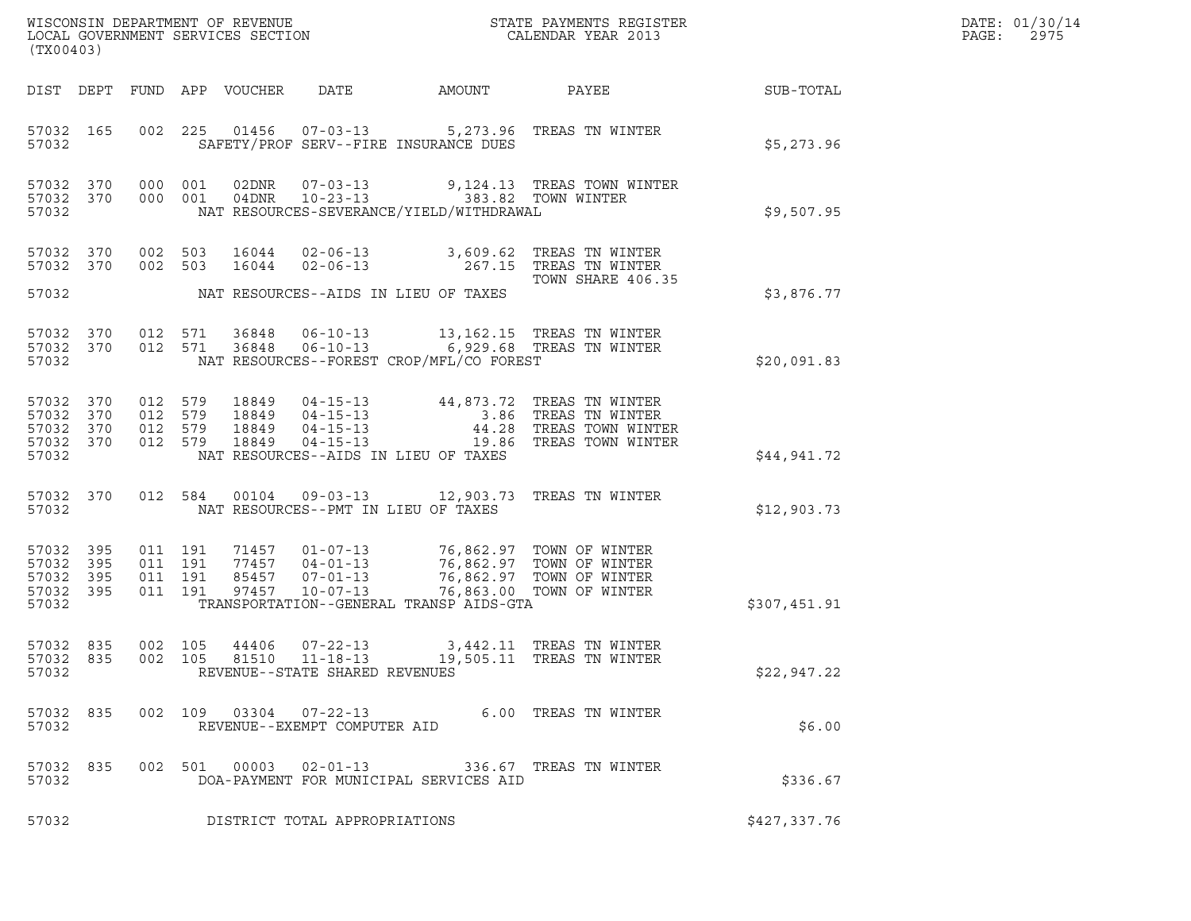WISCONSIN DEPARTMENT OF REVENUE
LOCAL GOVERNMENT SERVICES SECTION
(TX00403)

STATE PAYMENTS REGISTER
CALENDAR YEAR 2013

DATE: 01/30/14

| DIST | DEPT | FUND | APP | VOUCHER | DATE | AMOUNT | PAYEE | SUB-TOTAL |
|---|---|---|---|---|---|---|---|---|
| 57032 | 165 | 002 | 225 | 01456 | 07-03-13 | 5,273.96 | TREAS TN WINTER | |
| 57032 | | | | | SAFETY/PROF SERV--FIRE INSURANCE DUES | | | $5,273.96 |
| 57032 | 370 | 000 | 001 | 02DNR | 07-03-13 | 9,124.13 | TREAS TOWN WINTER | |
| 57032 | 370 | 000 | 001 | 04DNR | 10-23-13 | 383.82 | TOWN WINTER | |
| 57032 | | | | | NAT RESOURCES-SEVERANCE/YIELD/WITHDRAWAL | | | $9,507.95 |
| 57032 | 370 | 002 | 503 | 16044 | 02-06-13 | 3,609.62 | TREAS TN WINTER | |
| 57032 | 370 | 002 | 503 | 16044 | 02-06-13 | 267.15 | TREAS TN WINTER TOWN SHARE 406.35 | |
| 57032 | | | | | NAT RESOURCES--AIDS IN LIEU OF TAXES | | | $3,876.77 |
| 57032 | 370 | 012 | 571 | 36848 | 06-10-13 | 13,162.15 | TREAS TN WINTER | |
| 57032 | 370 | 012 | 571 | 36848 | 06-10-13 | 6,929.68 | TREAS TN WINTER | |
| 57032 | | | | | NAT RESOURCES--FOREST CROP/MFL/CO FOREST | | | $20,091.83 |
| 57032 | 370 | 012 | 579 | 18849 | 04-15-13 | 44,873.72 | TREAS TN WINTER | |
| 57032 | 370 | 012 | 579 | 18849 | 04-15-13 | 3.86 | TREAS TN WINTER | |
| 57032 | 370 | 012 | 579 | 18849 | 04-15-13 | 44.28 | TREAS TOWN WINTER | |
| 57032 | 370 | 012 | 579 | 18849 | 04-15-13 | 19.86 | TREAS TOWN WINTER | |
| 57032 | | | | | NAT RESOURCES--AIDS IN LIEU OF TAXES | | | $44,941.72 |
| 57032 | 370 | 012 | 584 | 00104 | 09-03-13 | 12,903.73 | TREAS TN WINTER | |
| 57032 | | | | | NAT RESOURCES--PMT IN LIEU OF TAXES | | | $12,903.73 |
| 57032 | 395 | 011 | 191 | 71457 | 01-07-13 | 76,862.97 | TOWN OF WINTER | |
| 57032 | 395 | 011 | 191 | 77457 | 04-01-13 | 76,862.97 | TOWN OF WINTER | |
| 57032 | 395 | 011 | 191 | 85457 | 07-01-13 | 76,862.97 | TOWN OF WINTER | |
| 57032 | 395 | 011 | 191 | 97457 | 10-07-13 | 76,863.00 | TOWN OF WINTER | |
| 57032 | | | | | TRANSPORTATION--GENERAL TRANSP AIDS-GTA | | | $307,451.91 |
| 57032 | 835 | 002 | 105 | 44406 | 07-22-13 | 3,442.11 | TREAS TN WINTER | |
| 57032 | 835 | 002 | 105 | 81510 | 11-18-13 | 19,505.11 | TREAS TN WINTER | |
| 57032 | | | | | REVENUE--STATE SHARED REVENUES | | | $22,947.22 |
| 57032 | 835 | 002 | 109 | 03304 | 07-22-13 | 6.00 | TREAS TN WINTER | |
| 57032 | | | | | REVENUE--EXEMPT COMPUTER AID | | | $6.00 |
| 57032 | 835 | 002 | 501 | 00003 | 02-01-13 | 336.67 | TREAS TN WINTER | |
| 57032 | | | | | DOA-PAYMENT FOR MUNICIPAL SERVICES AID | | | $336.67 |
| 57032 | | | | | DISTRICT TOTAL APPROPRIATIONS | | | $427,337.76 |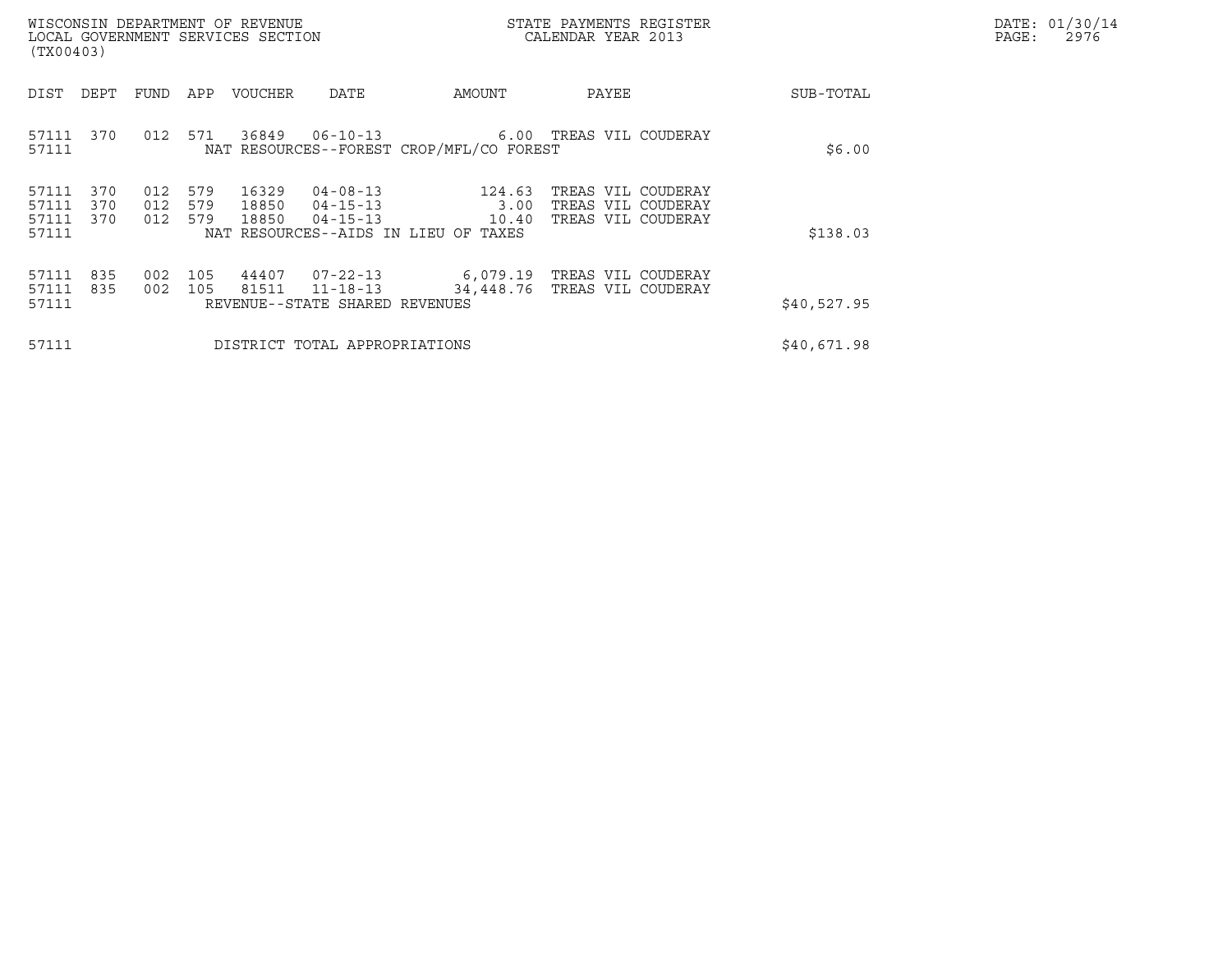WISCONSIN DEPARTMENT OF REVENUE
LOCAL GOVERNMENT SERVICES SECTION
(TX00403)

STATE PAYMENTS REGISTER
CALENDAR YEAR 2013

DATE: 01/30/14
PAGE: 2976

| DIST | DEPT | FUND | APP | VOUCHER | DATE | AMOUNT | PAYEE | SUB-TOTAL |
|---|---|---|---|---|---|---|---|---|
| 57111 | 370 | 012 | 571 | 36849 | 06-10-13 | 6.00 | TREAS VIL COUDERAY | |
| 57111 | | | | NAT RESOURCES--FOREST CROP/MFL/CO FOREST | | | | $6.00 |
| 57111 | 370 | 012 | 579 | 16329 | 04-08-13 | 124.63 | TREAS VIL COUDERAY | |
| 57111 | 370 | 012 | 579 | 18850 | 04-15-13 | 3.00 | TREAS VIL COUDERAY | |
| 57111 | 370 | 012 | 579 | 18850 | 04-15-13 | 10.40 | TREAS VIL COUDERAY | |
| 57111 | | | | NAT RESOURCES--AIDS IN LIEU OF TAXES | | | | $138.03 |
| 57111 | 835 | 002 | 105 | 44407 | 07-22-13 | 6,079.19 | TREAS VIL COUDERAY | |
| 57111 | 835 | 002 | 105 | 81511 | 11-18-13 | 34,448.76 | TREAS VIL COUDERAY | |
| 57111 | | | | REVENUE--STATE SHARED REVENUES | | | | $40,527.95 |
| 57111 | | | | DISTRICT TOTAL APPROPRIATIONS | | | | $40,671.98 |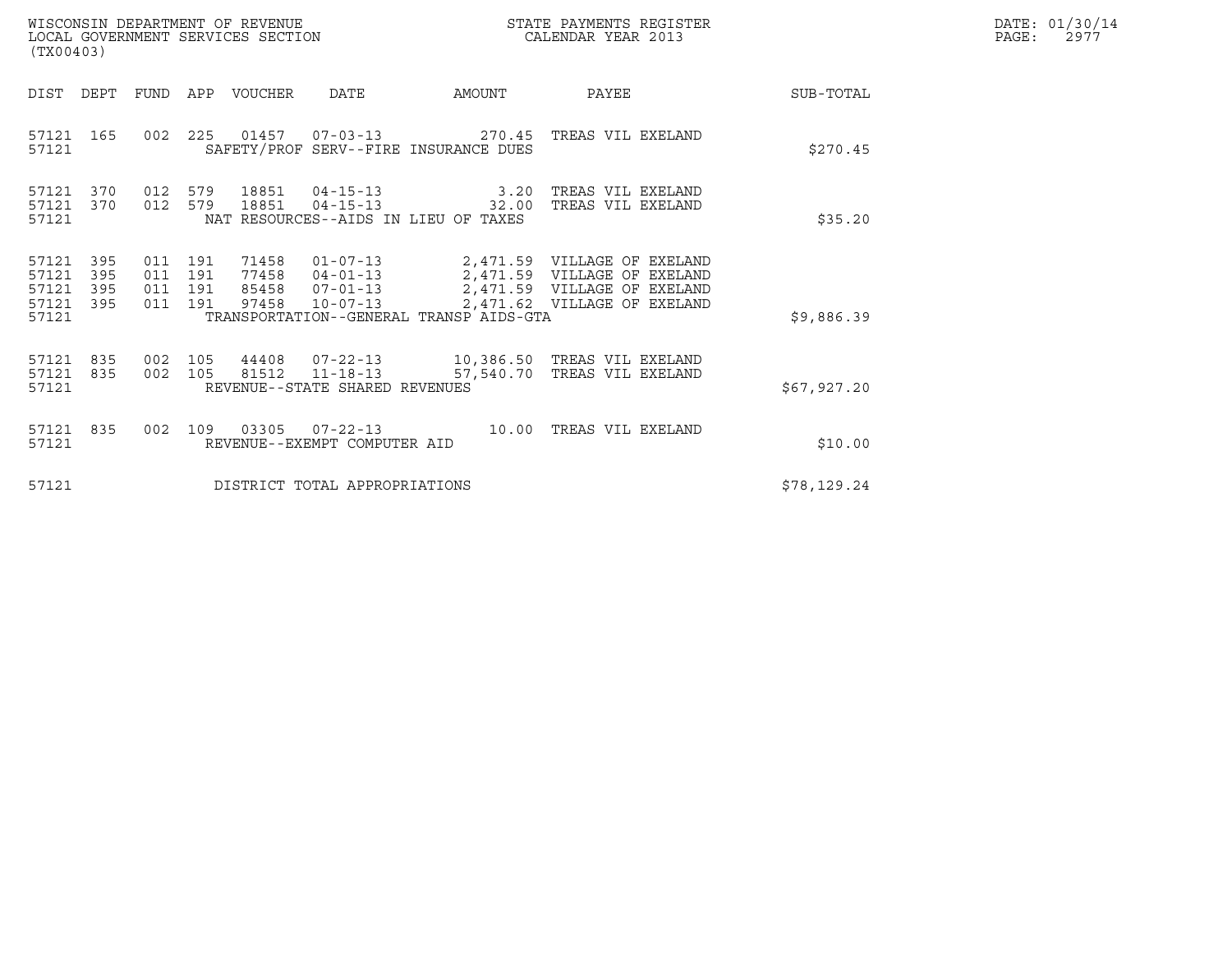WISCONSIN DEPARTMENT OF REVENUE
LOCAL GOVERNMENT SERVICES SECTION
(TX00403)

STATE PAYMENTS REGISTER
CALENDAR YEAR 2013

DATE: 01/30/14
PAGE: 2977

| DIST | DEPT | FUND | APP | VOUCHER | DATE | AMOUNT | PAYEE | SUB-TOTAL |
|---|---|---|---|---|---|---|---|---|
| 57121 | 165 | 002 | 225 | 01457 | 07-03-13 | 270.45 | TREAS VIL EXELAND | |
| 57121 | | | | SAFETY/PROF SERV--FIRE INSURANCE DUES | | | | $270.45 |
| 57121 | 370 | 012 | 579 | 18851 | 04-15-13 | 3.20 | TREAS VIL EXELAND | |
| 57121 | 370 | 012 | 579 | 18851 | 04-15-13 | 32.00 | TREAS VIL EXELAND | |
| 57121 | | | | NAT RESOURCES--AIDS IN LIEU OF TAXES | | | | $35.20 |
| 57121 | 395 | 011 | 191 | 71458 | 01-07-13 | 2,471.59 | VILLAGE OF EXELAND | |
| 57121 | 395 | 011 | 191 | 77458 | 04-01-13 | 2,471.59 | VILLAGE OF EXELAND | |
| 57121 | 395 | 011 | 191 | 85458 | 07-01-13 | 2,471.59 | VILLAGE OF EXELAND | |
| 57121 | 395 | 011 | 191 | 97458 | 10-07-13 | 2,471.62 | VILLAGE OF EXELAND | |
| 57121 | | | | TRANSPORTATION--GENERAL TRANSP AIDS-GTA | | | | $9,886.39 |
| 57121 | 835 | 002 | 105 | 44408 | 07-22-13 | 10,386.50 | TREAS VIL EXELAND | |
| 57121 | 835 | 002 | 105 | 81512 | 11-18-13 | 57,540.70 | TREAS VIL EXELAND | |
| 57121 | | | | REVENUE--STATE SHARED REVENUES | | | | $67,927.20 |
| 57121 | 835 | 002 | 109 | 03305 | 07-22-13 | 10.00 | TREAS VIL EXELAND | |
| 57121 | | | | REVENUE--EXEMPT COMPUTER AID | | | | $10.00 |
| 57121 | | | | DISTRICT TOTAL APPROPRIATIONS | | | | $78,129.24 |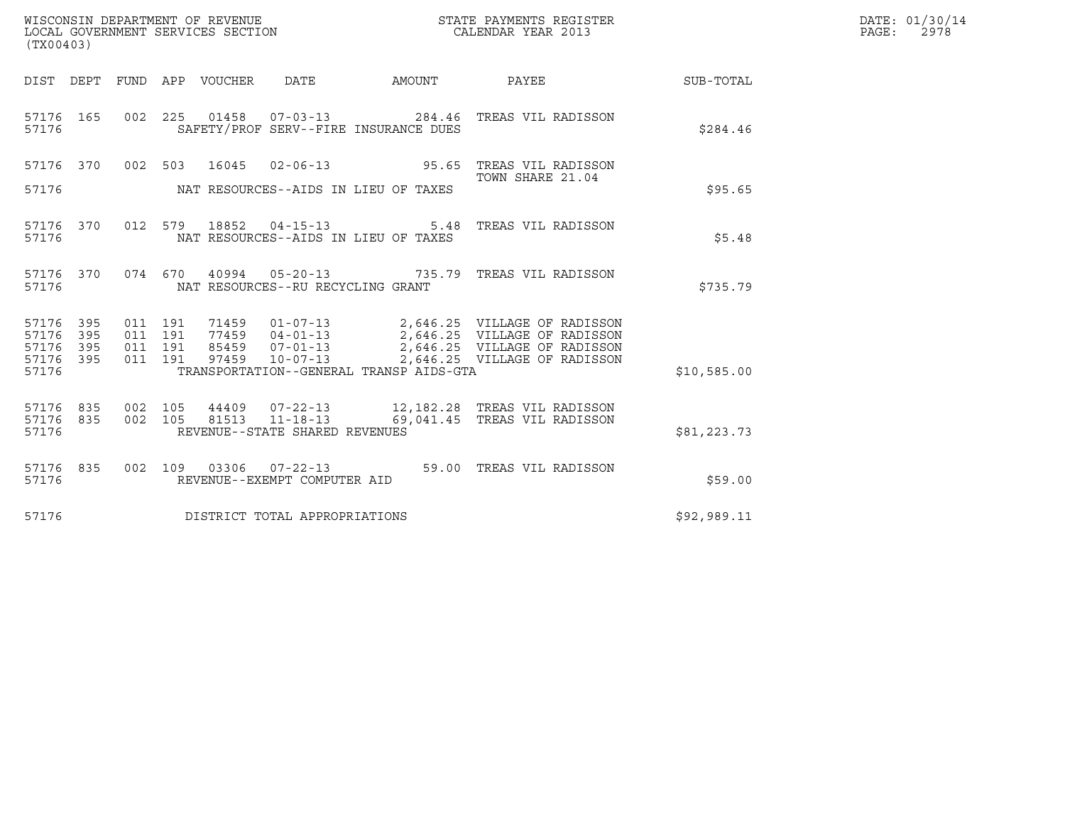WISCONSIN DEPARTMENT OF REVENUE
LOCAL GOVERNMENT SERVICES SECTION
(TX00403)

STATE PAYMENTS REGISTER
CALENDAR YEAR 2013

DATE: 01/30/14
PAGE: 2978

| DIST | DEPT | FUND | APP | VOUCHER | DATE | AMOUNT | PAYEE | SUB-TOTAL |
|---|---|---|---|---|---|---|---|---|
| 57176 | 165 | 002 | 225 | 01458 | 07-03-13 | 284.46 | TREAS VIL RADISSON | |
| 57176 | | | | SAFETY/PROF SERV--FIRE INSURANCE DUES | | | | $284.46 |
| 57176 | 370 | 002 | 503 | 16045 | 02-06-13 | 95.65 | TREAS VIL RADISSON TOWN SHARE 21.04 | |
| 57176 | | | | NAT RESOURCES--AIDS IN LIEU OF TAXES | | | | $95.65 |
| 57176 | 370 | 012 | 579 | 18852 | 04-15-13 | 5.48 | TREAS VIL RADISSON | |
| 57176 | | | | NAT RESOURCES--AIDS IN LIEU OF TAXES | | | | $5.48 |
| 57176 | 370 | 074 | 670 | 40994 | 05-20-13 | 735.79 | TREAS VIL RADISSON | |
| 57176 | | | | NAT RESOURCES--RU RECYCLING GRANT | | | | $735.79 |
| 57176 | 395 | 011 | 191 | 71459 | 01-07-13 | 2,646.25 | VILLAGE OF RADISSON | |
| 57176 | 395 | 011 | 191 | 77459 | 04-01-13 | 2,646.25 | VILLAGE OF RADISSON | |
| 57176 | 395 | 011 | 191 | 85459 | 07-01-13 | 2,646.25 | VILLAGE OF RADISSON | |
| 57176 | 395 | 011 | 191 | 97459 | 10-07-13 | 2,646.25 | VILLAGE OF RADISSON | |
| 57176 | | | | TRANSPORTATION--GENERAL TRANSP AIDS-GTA | | | | $10,585.00 |
| 57176 | 835 | 002 | 105 | 44409 | 07-22-13 | 12,182.28 | TREAS VIL RADISSON | |
| 57176 | 835 | 002 | 105 | 81513 | 11-18-13 | 69,041.45 | TREAS VIL RADISSON | |
| 57176 | | | | REVENUE--STATE SHARED REVENUES | | | | $81,223.73 |
| 57176 | 835 | 002 | 109 | 03306 | 07-22-13 | 59.00 | TREAS VIL RADISSON | |
| 57176 | | | | REVENUE--EXEMPT COMPUTER AID | | | | $59.00 |
| 57176 | | | | DISTRICT TOTAL APPROPRIATIONS | | | | $92,989.11 |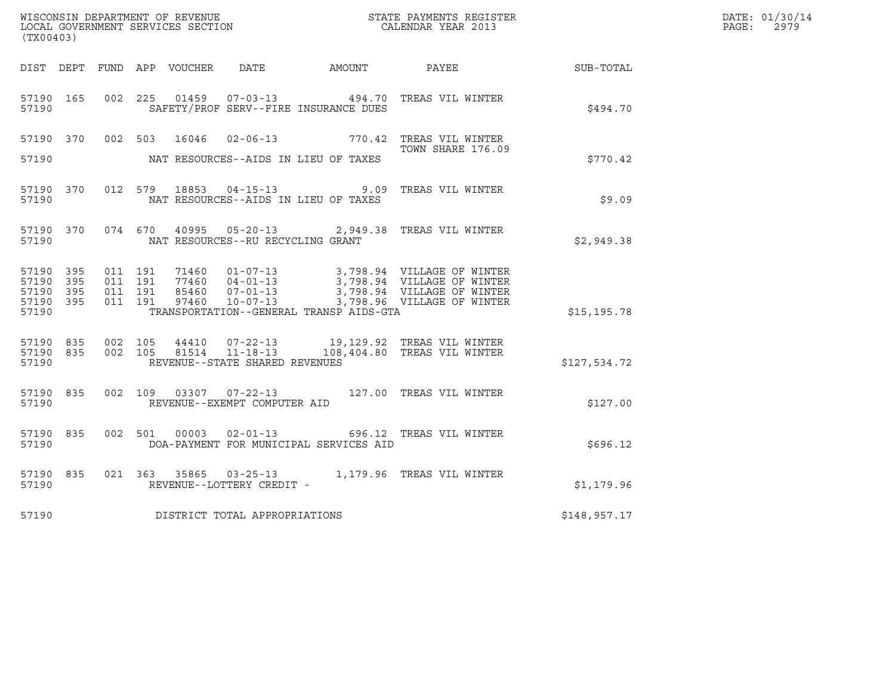WISCONSIN DEPARTMENT OF REVENUE
LOCAL GOVERNMENT SERVICES SECTION
(TX00403)

STATE PAYMENTS REGISTER
CALENDAR YEAR 2013

DATE: 01/30/14
PAGE: 2979

| DIST | DEPT | FUND | APP | VOUCHER | DATE | AMOUNT | PAYEE | SUB-TOTAL |
|---|---|---|---|---|---|---|---|---|
| 57190 | 165 | 002 | 225 | 01459 | 07-03-13 | 494.70 | TREAS VIL WINTER | |
| 57190 | | | | SAFETY/PROF SERV--FIRE INSURANCE DUES | | | | $494.70 |
| 57190 | 370 | 002 | 503 | 16046 | 02-06-13 | 770.42 | TREAS VIL WINTER | |
| | | | | | | | TOWN SHARE 176.09 | |
| 57190 | | | | NAT RESOURCES--AIDS IN LIEU OF TAXES | | | | $770.42 |
| 57190 | 370 | 012 | 579 | 18853 | 04-15-13 | 9.09 | TREAS VIL WINTER | |
| 57190 | | | | NAT RESOURCES--AIDS IN LIEU OF TAXES | | | | $9.09 |
| 57190 | 370 | 074 | 670 | 40995 | 05-20-13 | 2,949.38 | TREAS VIL WINTER | |
| 57190 | | | | NAT RESOURCES--RU RECYCLING GRANT | | | | $2,949.38 |
| 57190 | 395 | 011 | 191 | 71460 | 01-07-13 | 3,798.94 | VILLAGE OF WINTER | |
| 57190 | 395 | 011 | 191 | 77460 | 04-01-13 | 3,798.94 | VILLAGE OF WINTER | |
| 57190 | 395 | 011 | 191 | 85460 | 07-01-13 | 3,798.94 | VILLAGE OF WINTER | |
| 57190 | 395 | 011 | 191 | 97460 | 10-07-13 | 3,798.96 | VILLAGE OF WINTER | |
| 57190 | | | | TRANSPORTATION--GENERAL TRANSP AIDS-GTA | | | | $15,195.78 |
| 57190 | 835 | 002 | 105 | 44410 | 07-22-13 | 19,129.92 | TREAS VIL WINTER | |
| 57190 | 835 | 002 | 105 | 81514 | 11-18-13 | 108,404.80 | TREAS VIL WINTER | |
| 57190 | | | | REVENUE--STATE SHARED REVENUES | | | | $127,534.72 |
| 57190 | 835 | 002 | 109 | 03307 | 07-22-13 | 127.00 | TREAS VIL WINTER | |
| 57190 | | | | REVENUE--EXEMPT COMPUTER AID | | | | $127.00 |
| 57190 | 835 | 002 | 501 | 00003 | 02-01-13 | 696.12 | TREAS VIL WINTER | |
| 57190 | | | | DOA-PAYMENT FOR MUNICIPAL SERVICES AID | | | | $696.12 |
| 57190 | 835 | 021 | 363 | 35865 | 03-25-13 | 1,179.96 | TREAS VIL WINTER | |
| 57190 | | | | REVENUE--LOTTERY CREDIT - | | | | $1,179.96 |
| 57190 | | | | DISTRICT TOTAL APPROPRIATIONS | | | | $148,957.17 |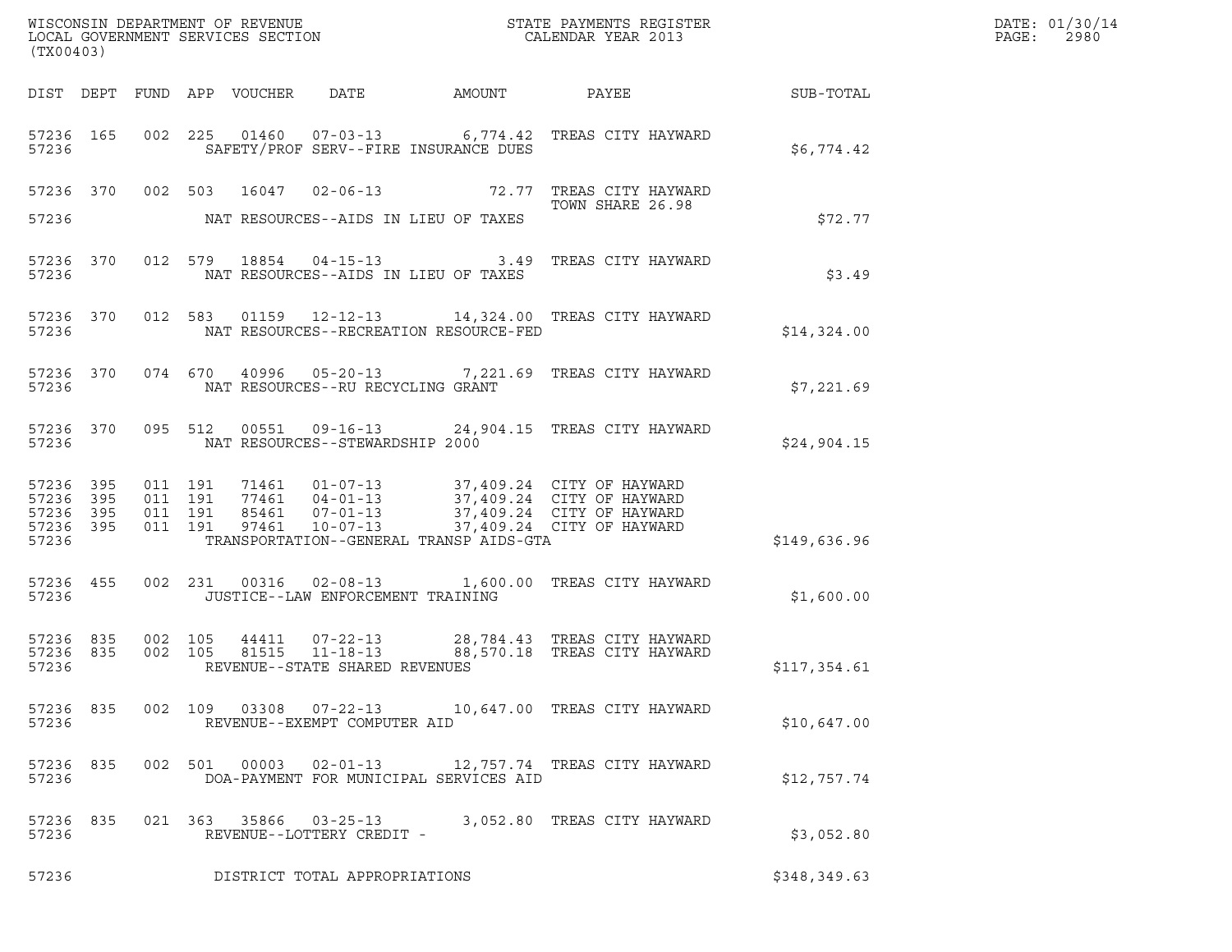WISCONSIN DEPARTMENT OF REVENUE
LOCAL GOVERNMENT SERVICES SECTION
(TX00403)

STATE PAYMENTS REGISTER
CALENDAR YEAR 2013

DATE: 01/30/14
PAGE: 2980

| DIST | DEPT | FUND | APP | VOUCHER | DATE | AMOUNT | PAYEE | SUB-TOTAL |
|---|---|---|---|---|---|---|---|---|
| 57236 | 165 | 002 | 225 | 01460 | 07-03-13 | 6,774.42 | TREAS CITY HAYWARD | |
| 57236 | | | | SAFETY/PROF SERV--FIRE INSURANCE DUES | | | | $6,774.42 |
| 57236 | 370 | 002 | 503 | 16047 | 02-06-13 | 72.77 | TREAS CITY HAYWARD TOWN SHARE 26.98 | |
| 57236 | | | | NAT RESOURCES--AIDS IN LIEU OF TAXES | | | | $72.77 |
| 57236 | 370 | 012 | 579 | 18854 | 04-15-13 | 3.49 | TREAS CITY HAYWARD | |
| 57236 | | | | NAT RESOURCES--AIDS IN LIEU OF TAXES | | | | $3.49 |
| 57236 | 370 | 012 | 583 | 01159 | 12-12-13 | 14,324.00 | TREAS CITY HAYWARD | |
| 57236 | | | | NAT RESOURCES--RECREATION RESOURCE-FED | | | | $14,324.00 |
| 57236 | 370 | 074 | 670 | 40996 | 05-20-13 | 7,221.69 | TREAS CITY HAYWARD | |
| 57236 | | | | NAT RESOURCES--RU RECYCLING GRANT | | | | $7,221.69 |
| 57236 | 370 | 095 | 512 | 00551 | 09-16-13 | 24,904.15 | TREAS CITY HAYWARD | |
| 57236 | | | | NAT RESOURCES--STEWARDSHIP 2000 | | | | $24,904.15 |
| 57236 | 395 | 011 | 191 | 71461 | 01-07-13 | 37,409.24 | CITY OF HAYWARD | |
| 57236 | 395 | 011 | 191 | 77461 | 04-01-13 | 37,409.24 | CITY OF HAYWARD | |
| 57236 | 395 | 011 | 191 | 85461 | 07-01-13 | 37,409.24 | CITY OF HAYWARD | |
| 57236 | 395 | 011 | 191 | 97461 | 10-07-13 | 37,409.24 | CITY OF HAYWARD | |
| 57236 | | | | TRANSPORTATION--GENERAL TRANSP AIDS-GTA | | | | $149,636.96 |
| 57236 | 455 | 002 | 231 | 00316 | 02-08-13 | 1,600.00 | TREAS CITY HAYWARD | |
| 57236 | | | | JUSTICE--LAW ENFORCEMENT TRAINING | | | | $1,600.00 |
| 57236 | 835 | 002 | 105 | 44411 | 07-22-13 | 28,784.43 | TREAS CITY HAYWARD | |
| 57236 | 835 | 002 | 105 | 81515 | 11-18-13 | 88,570.18 | TREAS CITY HAYWARD | |
| 57236 | | | | REVENUE--STATE SHARED REVENUES | | | | $117,354.61 |
| 57236 | 835 | 002 | 109 | 03308 | 07-22-13 | 10,647.00 | TREAS CITY HAYWARD | |
| 57236 | | | | REVENUE--EXEMPT COMPUTER AID | | | | $10,647.00 |
| 57236 | 835 | 002 | 501 | 00003 | 02-01-13 | 12,757.74 | TREAS CITY HAYWARD | |
| 57236 | | | | DOA-PAYMENT FOR MUNICIPAL SERVICES AID | | | | $12,757.74 |
| 57236 | 835 | 021 | 363 | 35866 | 03-25-13 | 3,052.80 | TREAS CITY HAYWARD | |
| 57236 | | | | REVENUE--LOTTERY CREDIT - | | | | $3,052.80 |
| 57236 | | | | DISTRICT TOTAL APPROPRIATIONS | | | | $348,349.63 |